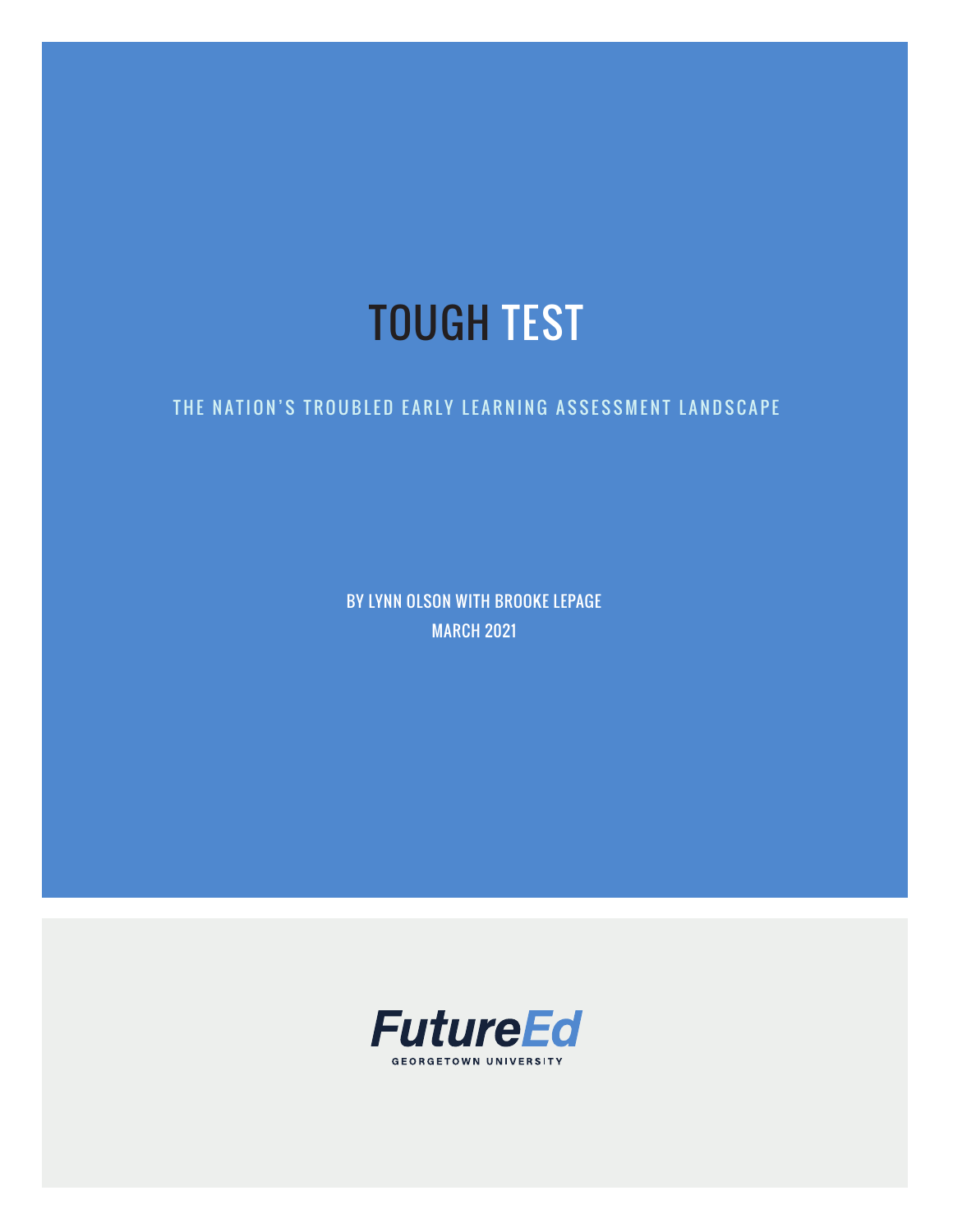# TOUGH TEST

## THE NATION'S TROUBLED EARLY LEARNING ASSESSMENT LANDSCAPE

BY LYNN OLSON WITH BROOKE LEPAGE

MARCH 2021

FutureEd

GEORGETOWN UNIVERSITY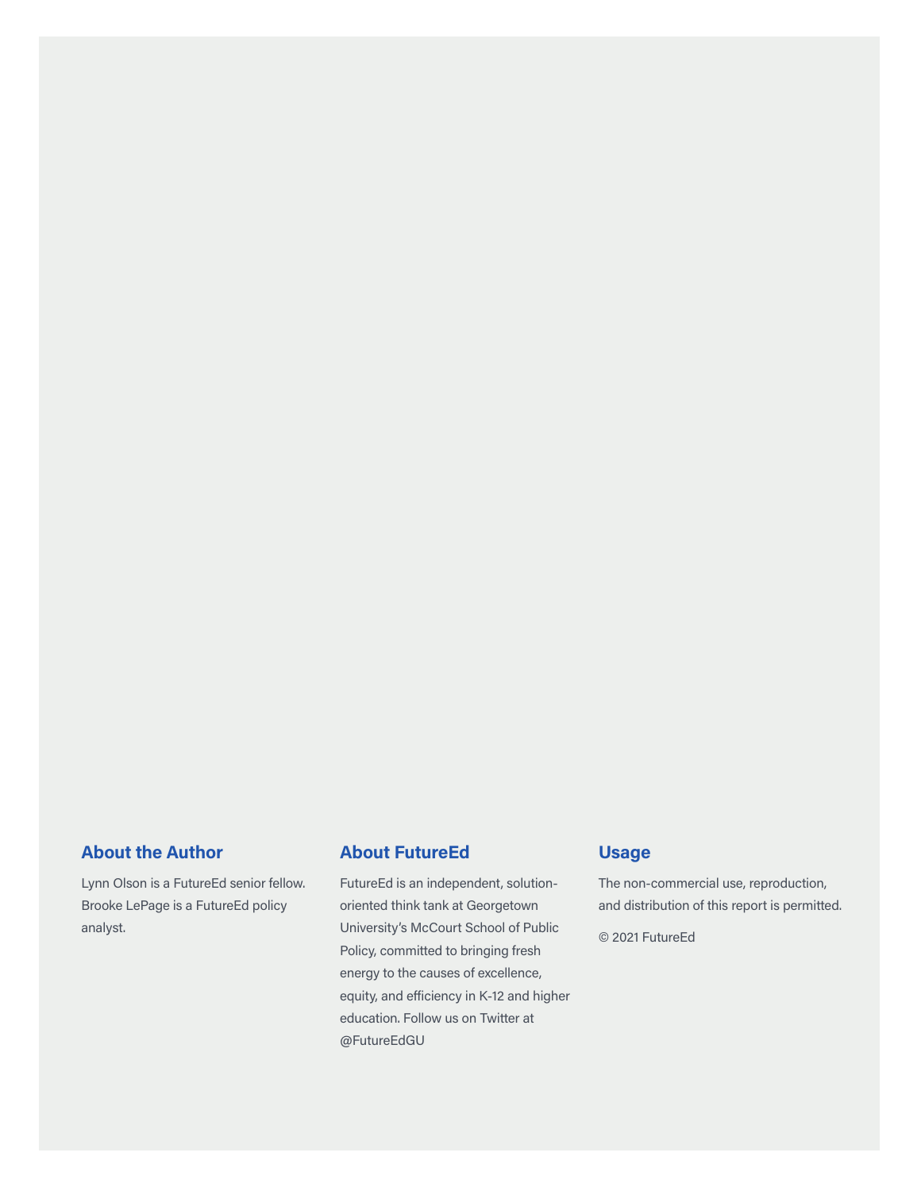## About the Author

Lynn Olson is a FutureEd senior fellow. Brooke LePage is a FutureEd policy analyst.

## About FutureEd

FutureEd is an independent, solution-oriented think tank at Georgetown University's McCourt School of Public Policy, committed to bringing fresh energy to the causes of excellence, equity, and efficiency in K-12 and higher education. Follow us on Twitter at @FutureEdGU

## Usage

The non-commercial use, reproduction, and distribution of this report is permitted.

© 2021 FutureEd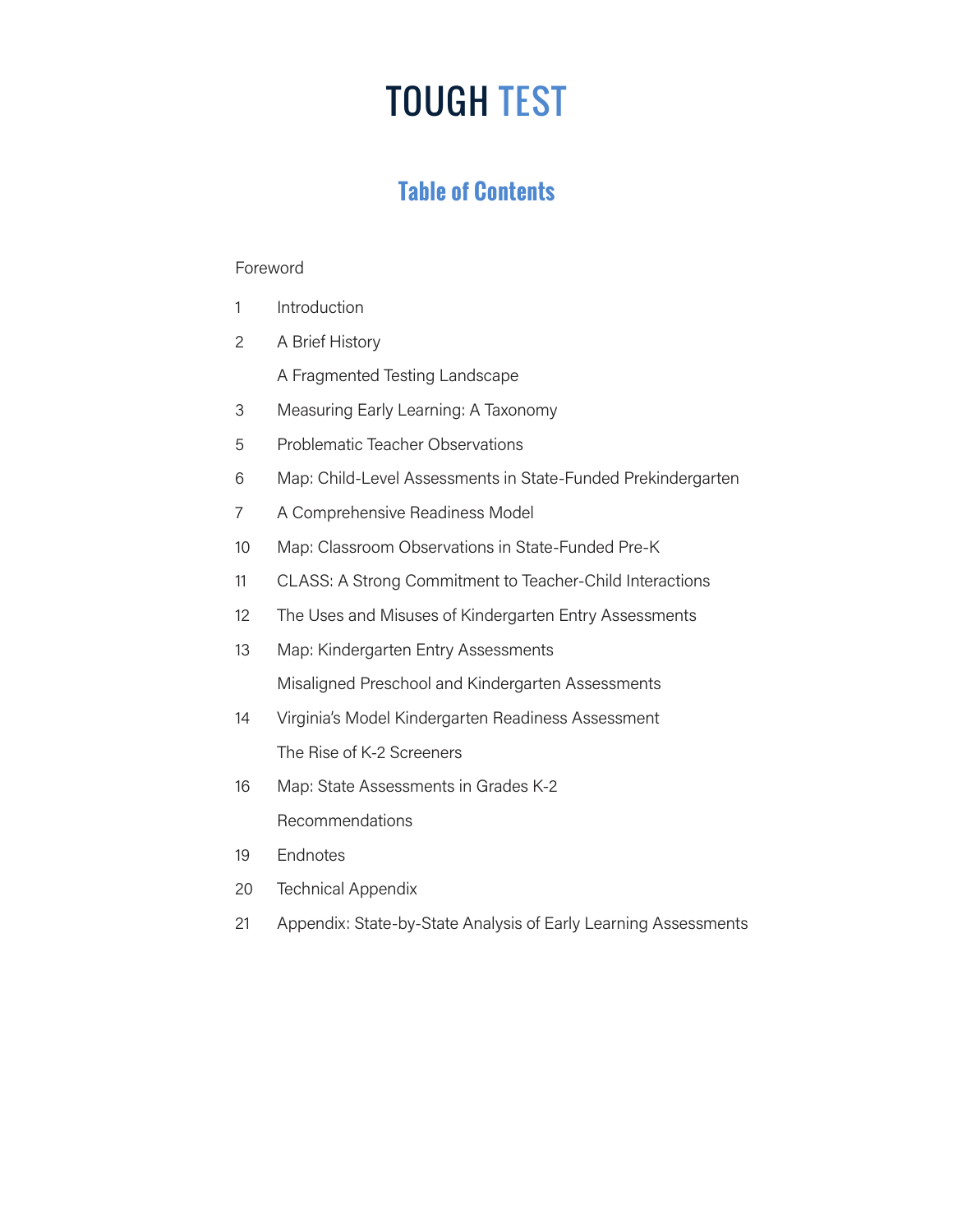# TOUGH TEST

## Table of Contents

| | |
|---|---|
| | Foreword |
| 1 | Introduction |
| 2 | A Brief History |
| | A Fragmented Testing Landscape |
| 3 | Measuring Early Learning: A Taxonomy |
| 5 | Problematic Teacher Observations |
| 6 | Map: Child-Level Assessments in State-Funded Prekindergarten |
| 7 | A Comprehensive Readiness Model |
| 10 | Map: Classroom Observations in State-Funded Pre-K |
| 11 | CLASS: A Strong Commitment to Teacher-Child Interactions |
| 12 | The Uses and Misuses of Kindergarten Entry Assessments |
| 13 | Map: Kindergarten Entry Assessments |
| | Misaligned Preschool and Kindergarten Assessments |
| 14 | Virginia's Model Kindergarten Readiness Assessment |
| | The Rise of K-2 Screeners |
| 16 | Map: State Assessments in Grades K-2 |
| | Recommendations |
| 19 | Endnotes |
| 20 | Technical Appendix |
| 21 | Appendix: State-by-State Analysis of Early Learning Assessments |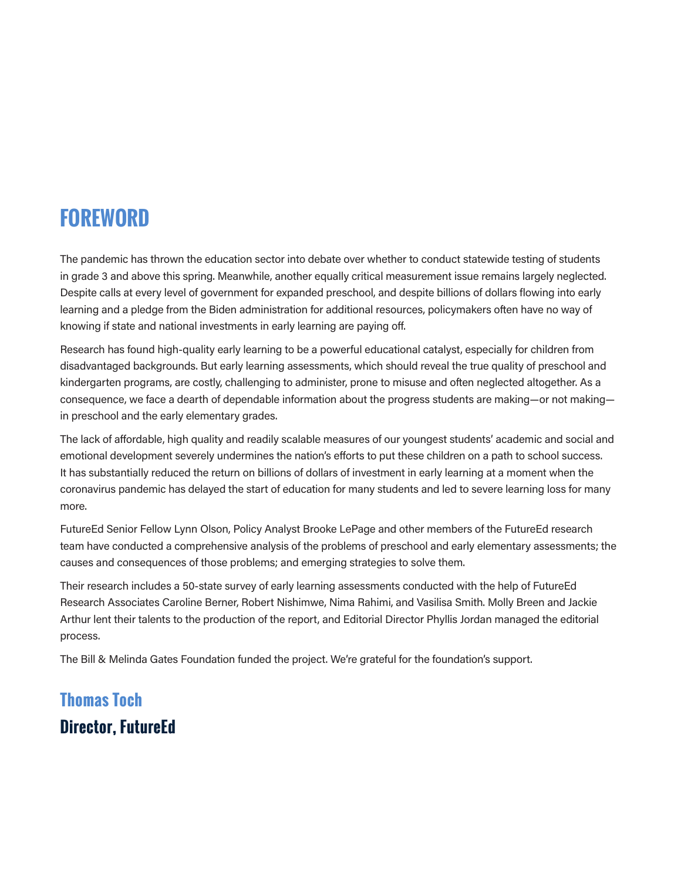# FOREWORD

The pandemic has thrown the education sector into debate over whether to conduct statewide testing of students in grade 3 and above this spring. Meanwhile, another equally critical measurement issue remains largely neglected. Despite calls at every level of government for expanded preschool, and despite billions of dollars flowing into early learning and a pledge from the Biden administration for additional resources, policymakers often have no way of knowing if state and national investments in early learning are paying off.

Research has found high-quality early learning to be a powerful educational catalyst, especially for children from disadvantaged backgrounds. But early learning assessments, which should reveal the true quality of preschool and kindergarten programs, are costly, challenging to administer, prone to misuse and often neglected altogether. As a consequence, we face a dearth of dependable information about the progress students are making—or not making—in preschool and the early elementary grades.

The lack of affordable, high quality and readily scalable measures of our youngest students' academic and social and emotional development severely undermines the nation's efforts to put these children on a path to school success. It has substantially reduced the return on billions of dollars of investment in early learning at a moment when the coronavirus pandemic has delayed the start of education for many students and led to severe learning loss for many more.

FutureEd Senior Fellow Lynn Olson, Policy Analyst Brooke LePage and other members of the FutureEd research team have conducted a comprehensive analysis of the problems of preschool and early elementary assessments; the causes and consequences of those problems; and emerging strategies to solve them.

Their research includes a 50-state survey of early learning assessments conducted with the help of FutureEd Research Associates Caroline Berner, Robert Nishimwe, Nima Rahimi, and Vasilisa Smith. Molly Breen and Jackie Arthur lent their talents to the production of the report, and Editorial Director Phyllis Jordan managed the editorial process.

The Bill & Melinda Gates Foundation funded the project. We're grateful for the foundation's support.

**Thomas Toch**
**Director, FutureEd**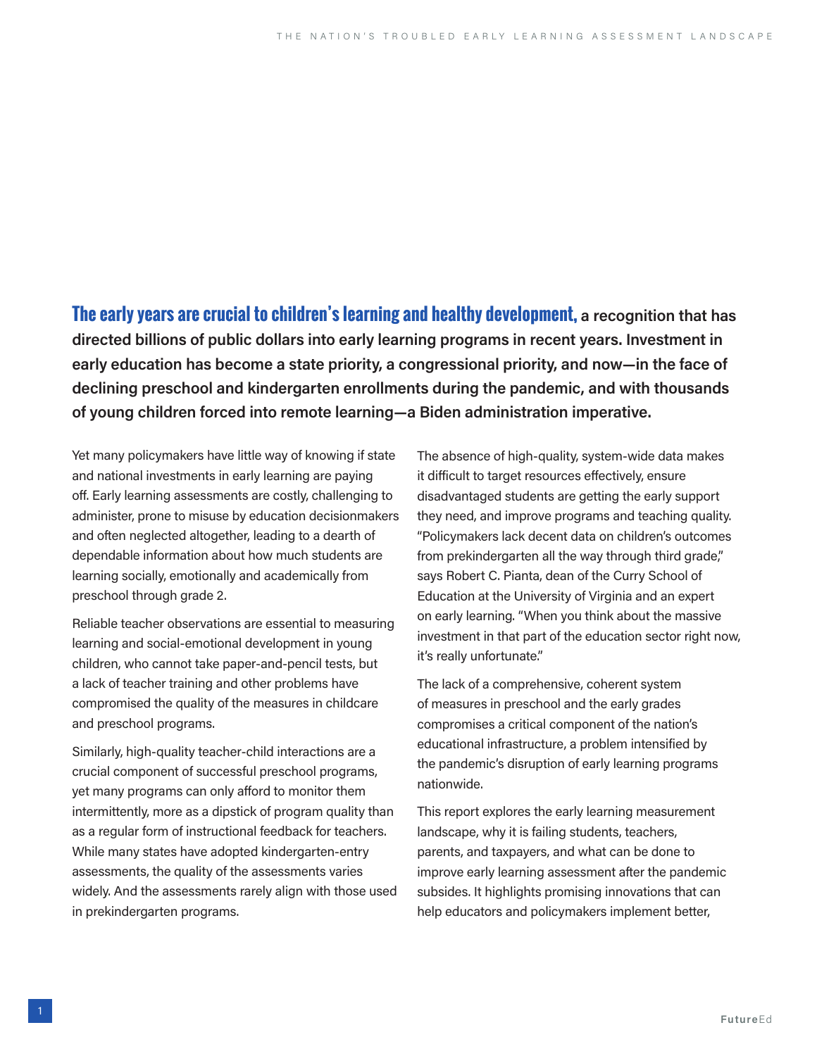**The early years are crucial to children's learning and healthy development, a recognition that has directed billions of public dollars into early learning programs in recent years. Investment in early education has become a state priority, a congressional priority, and now—in the face of declining preschool and kindergarten enrollments during the pandemic, and with thousands of young children forced into remote learning—a Biden administration imperative.**

Yet many policymakers have little way of knowing if state and national investments in early learning are paying off. Early learning assessments are costly, challenging to administer, prone to misuse by education decisionmakers and often neglected altogether, leading to a dearth of dependable information about how much students are learning socially, emotionally and academically from preschool through grade 2.

Reliable teacher observations are essential to measuring learning and social-emotional development in young children, who cannot take paper-and-pencil tests, but a lack of teacher training and other problems have compromised the quality of the measures in childcare and preschool programs.

Similarly, high-quality teacher-child interactions are a crucial component of successful preschool programs, yet many programs can only afford to monitor them intermittently, more as a dipstick of program quality than as a regular form of instructional feedback for teachers. While many states have adopted kindergarten-entry assessments, the quality of the assessments varies widely. And the assessments rarely align with those used in prekindergarten programs.

The absence of high-quality, system-wide data makes it difficult to target resources effectively, ensure disadvantaged students are getting the early support they need, and improve programs and teaching quality. "Policymakers lack decent data on children's outcomes from prekindergarten all the way through third grade," says Robert C. Pianta, dean of the Curry School of Education at the University of Virginia and an expert on early learning. "When you think about the massive investment in that part of the education sector right now, it's really unfortunate."

The lack of a comprehensive, coherent system of measures in preschool and the early grades compromises a critical component of the nation's educational infrastructure, a problem intensified by the pandemic's disruption of early learning programs nationwide.

This report explores the early learning measurement landscape, why it is failing students, teachers, parents, and taxpayers, and what can be done to improve early learning assessment after the pandemic subsides. It highlights promising innovations that can help educators and policymakers implement better,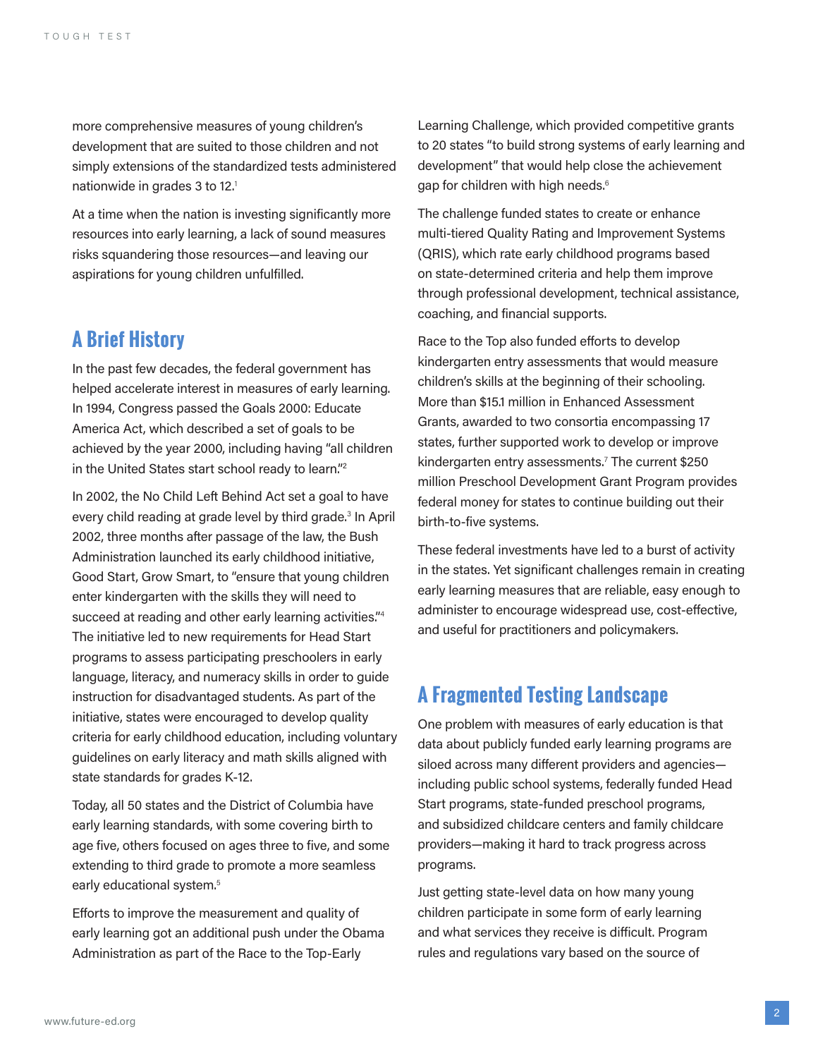more comprehensive measures of young children's development that are suited to those children and not simply extensions of the standardized tests administered nationwide in grades 3 to 12.[1]

At a time when the nation is investing significantly more resources into early learning, a lack of sound measures risks squandering those resources—and leaving our aspirations for young children unfulfilled.

## A Brief History

In the past few decades, the federal government has helped accelerate interest in measures of early learning. In 1994, Congress passed the Goals 2000: Educate America Act, which described a set of goals to be achieved by the year 2000, including having "all children in the United States start school ready to learn."[2]

In 2002, the No Child Left Behind Act set a goal to have every child reading at grade level by third grade.[3] In April 2002, three months after passage of the law, the Bush Administration launched its early childhood initiative, Good Start, Grow Smart, to "ensure that young children enter kindergarten with the skills they need to succeed at reading and other early learning activities."[4] The initiative led to new requirements for Head Start programs to assess participating preschoolers in early language, literacy, and numeracy skills in order to guide instruction for disadvantaged students. As part of the initiative, states were encouraged to develop quality criteria for early childhood education, including voluntary guidelines on early literacy and math skills aligned with state standards for grades K-12.

Today, all 50 states and the District of Columbia have early learning standards, with some covering birth to age five, others focused on ages three to five, and some extending to third grade to promote a more seamless early educational system.[5]

Efforts to improve the measurement and quality of early learning got an additional push under the Obama Administration as part of the Race to the Top-Early Learning Challenge, which provided competitive grants to 20 states "to build strong systems of early learning and development" that would help close the achievement gap for children with high needs.[6]

The challenge funded states to create or enhance multi-tiered Quality Rating and Improvement Systems (QRIS), which rate early childhood programs based on state-determined criteria and help them improve through professional development, technical assistance, coaching, and financial supports.

Race to the Top also funded efforts to develop kindergarten entry assessments that would measure children's skills at the beginning of their schooling. More than $15.1 million in Enhanced Assessment Grants, awarded to two consortia encompassing 17 states, further supported work to develop or improve kindergarten entry assessments.[7] The current $250 million Preschool Development Grant Program provides federal money for states to continue building out their birth-to-five systems.

These federal investments have led to a burst of activity in the states. Yet significant challenges remain in creating early learning measures that are reliable, easy enough to administer to encourage widespread use, cost-effective, and useful for practitioners and policymakers.

## A Fragmented Testing Landscape

One problem with measures of early education is that data about publicly funded early learning programs are siloed across many different providers and agencies—including public school systems, federally funded Head Start programs, state-funded preschool programs, and subsidized childcare centers and family childcare providers—making it hard to track progress across programs.

Just getting state-level data on how many young children participate in some form of early learning and what services they receive is difficult. Program rules and regulations vary based on the source of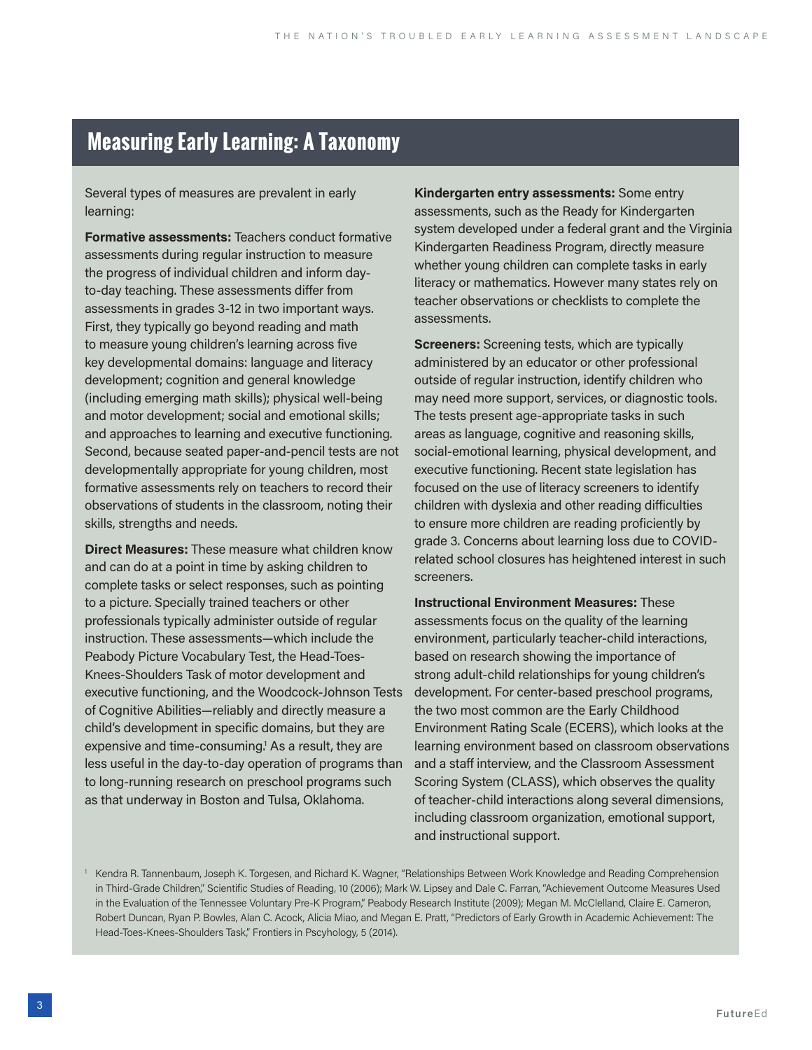## Measuring Early Learning: A Taxonomy

Several types of measures are prevalent in early learning:

**Formative assessments:** Teachers conduct formative assessments during regular instruction to measure the progress of individual children and inform day-to-day teaching. These assessments differ from assessments in grades 3-12 in two important ways. First, they typically go beyond reading and math to measure young children's learning across five key developmental domains: language and literacy development; cognition and general knowledge (including emerging math skills); physical well-being and motor development; social and emotional skills; and approaches to learning and executive functioning. Second, because seated paper-and-pencil tests are not developmentally appropriate for young children, most formative assessments rely on teachers to record their observations of students in the classroom, noting their skills, strengths and needs.

**Direct Measures:** These measure what children know and can do at a point in time by asking children to complete tasks or select responses, such as pointing to a picture. Specially trained teachers or other professionals typically administer outside of regular instruction. These assessments—which include the Peabody Picture Vocabulary Test, the Head-Toes-Knees-Shoulders Task of motor development and executive functioning, and the Woodcock-Johnson Tests of Cognitive Abilities—reliably and directly measure a child's development in specific domains, but they are expensive and time-consuming.[1] As a result, they are less useful in the day-to-day operation of programs than to long-running research on preschool programs such as that underway in Boston and Tulsa, Oklahoma.

**Kindergarten entry assessments:** Some entry assessments, such as the Ready for Kindergarten system developed under a federal grant and the Virginia Kindergarten Readiness Program, directly measure whether young children can complete tasks in early literacy or mathematics. However many states rely on teacher observations or checklists to complete the assessments.

**Screeners:** Screening tests, which are typically administered by an educator or other professional outside of regular instruction, identify children who may need more support, services, or diagnostic tools. The tests present age-appropriate tasks in such areas as language, cognitive and reasoning skills, social-emotional learning, physical development, and executive functioning. Recent state legislation has focused on the use of literacy screeners to identify children with dyslexia and other reading difficulties to ensure more children are reading proficiently by grade 3. Concerns about learning loss due to COVID-related school closures has heightened interest in such screeners.

**Instructional Environment Measures:** These assessments focus on the quality of the learning environment, particularly teacher-child interactions, based on research showing the importance of strong adult-child relationships for young children's development. For center-based preschool programs, the two most common are the Early Childhood Environment Rating Scale (ECERS), which looks at the learning environment based on classroom observations and a staff interview, and the Classroom Assessment Scoring System (CLASS), which observes the quality of teacher-child interactions along several dimensions, including classroom organization, emotional support, and instructional support.

[1] Kendra R. Tannenbaum, Joseph K. Torgesen, and Richard K. Wagner, "Relationships Between Work Knowledge and Reading Comprehension in Third-Grade Children," Scientific Studies of Reading, 10 (2006); Mark W. Lipsey and Dale C. Farran, "Achievement Outcome Measures Used in the Evaluation of the Tennessee Voluntary Pre-K Program," Peabody Research Institute (2009); Megan M. McClelland, Claire E. Cameron, Robert Duncan, Ryan P. Bowles, Alan C. Acock, Alicia Miao, and Megan E. Pratt, "Predictors of Early Growth in Academic Achievement: The Head-Toes-Knees-Shoulders Task," Frontiers in Pscyhology, 5 (2014).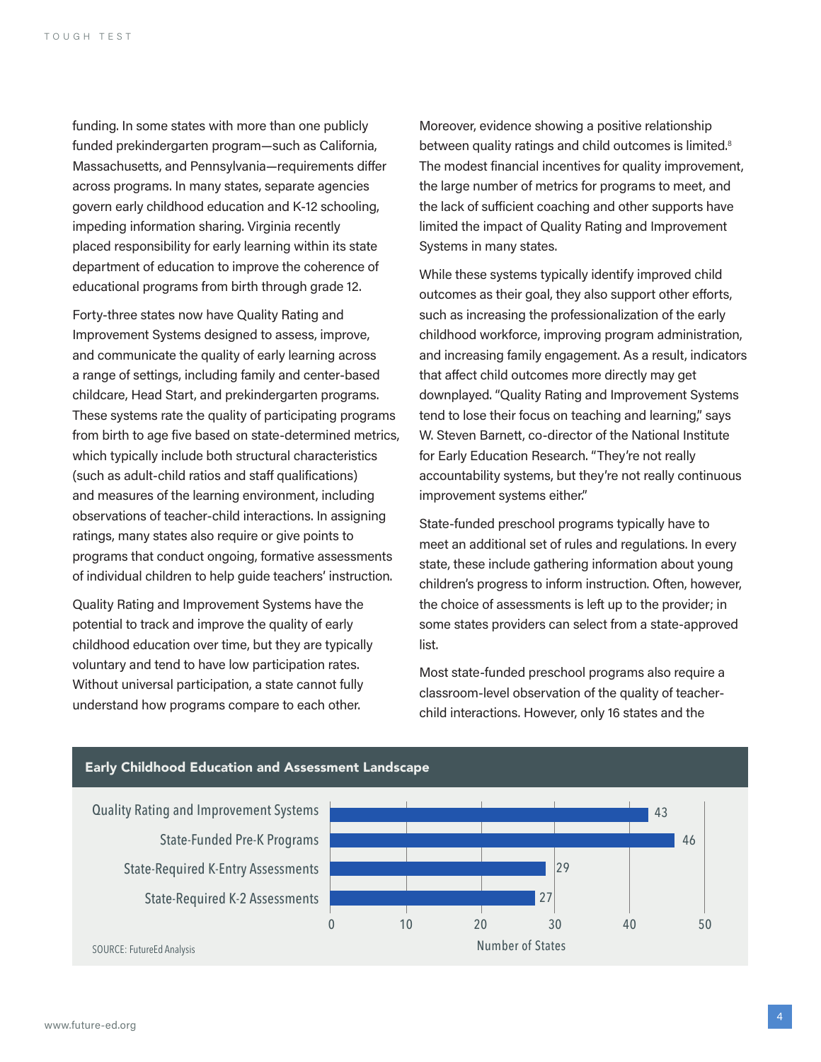funding. In some states with more than one publicly funded prekindergarten program—such as California, Massachusetts, and Pennsylvania—requirements differ across programs. In many states, separate agencies govern early childhood education and K-12 schooling, impeding information sharing. Virginia recently placed responsibility for early learning within its state department of education to improve the coherence of educational programs from birth through grade 12.

Forty-three states now have Quality Rating and Improvement Systems designed to assess, improve, and communicate the quality of early learning across a range of settings, including family and center-based childcare, Head Start, and prekindergarten programs. These systems rate the quality of participating programs from birth to age five based on state-determined metrics, which typically include both structural characteristics (such as adult-child ratios and staff qualifications) and measures of the learning environment, including observations of teacher-child interactions. In assigning ratings, many states also require or give points to programs that conduct ongoing, formative assessments of individual children to help guide teachers' instruction.

Quality Rating and Improvement Systems have the potential to track and improve the quality of early childhood education over time, but they are typically voluntary and tend to have low participation rates. Without universal participation, a state cannot fully understand how programs compare to each other. Moreover, evidence showing a positive relationship between quality ratings and child outcomes is limited.[8] The modest financial incentives for quality improvement, the large number of metrics for programs to meet, and the lack of sufficient coaching and other supports have limited the impact of Quality Rating and Improvement Systems in many states.

While these systems typically identify improved child outcomes as their goal, they also support other efforts, such as increasing the professionalization of the early childhood workforce, improving program administration, and increasing family engagement. As a result, indicators that affect child outcomes more directly may get downplayed. "Quality Rating and Improvement Systems tend to lose their focus on teaching and learning," says W. Steven Barnett, co-director of the National Institute for Early Education Research. "They're not really accountability systems, but they're not really continuous improvement systems either."

State-funded preschool programs typically have to meet an additional set of rules and regulations. In every state, these include gathering information about young children's progress to inform instruction. Often, however, the choice of assessments is left up to the provider; in some states providers can select from a state-approved list.

Most state-funded preschool programs also require a classroom-level observation of the quality of teacher-child interactions. However, only 16 states and the

**Early Childhood Education and Assessment Landscape**

| | Number of States |
|---|---|
| Quality Rating and Improvement Systems | 43 |
| State-Funded Pre-K Programs | 46 |
| State-Required K-Entry Assessments | 29 |
| State-Required K-2 Assessments | 27 |

SOURCE: FutureEd Analysis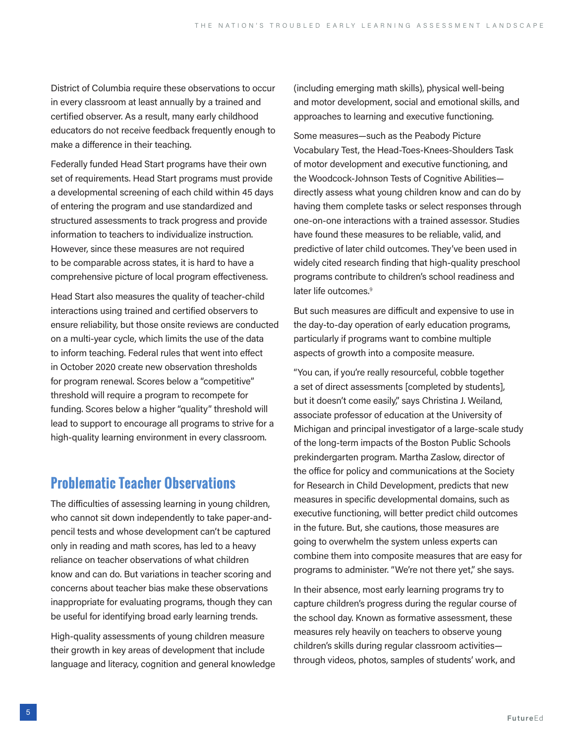District of Columbia require these observations to occur in every classroom at least annually by a trained and certified observer. As a result, many early childhood educators do not receive feedback frequently enough to make a difference in their teaching.

Federally funded Head Start programs have their own set of requirements. Head Start programs must provide a developmental screening of each child within 45 days of entering the program and use standardized and structured assessments to track progress and provide information to teachers to individualize instruction. However, since these measures are not required to be comparable across states, it is hard to have a comprehensive picture of local program effectiveness.

Head Start also measures the quality of teacher-child interactions using trained and certified observers to ensure reliability, but those onsite reviews are conducted on a multi-year cycle, which limits the use of the data to inform teaching. Federal rules that went into effect in October 2020 create new observation thresholds for program renewal. Scores below a "competitive" threshold will require a program to recompete for funding. Scores below a higher "quality" threshold will lead to support to encourage all programs to strive for a high-quality learning environment in every classroom.

## Problematic Teacher Observations

The difficulties of assessing learning in young children, who cannot sit down independently to take paper-and-pencil tests and whose development can't be captured only in reading and math scores, has led to a heavy reliance on teacher observations of what children know and can do. But variations in teacher scoring and concerns about teacher bias make these observations inappropriate for evaluating programs, though they can be useful for identifying broad early learning trends.

High-quality assessments of young children measure their growth in key areas of development that include language and literacy, cognition and general knowledge (including emerging math skills), physical well-being and motor development, social and emotional skills, and approaches to learning and executive functioning.

Some measures—such as the Peabody Picture Vocabulary Test, the Head-Toes-Knees-Shoulders Task of motor development and executive functioning, and the Woodcock-Johnson Tests of Cognitive Abilities—directly assess what young children know and can do by having them complete tasks or select responses through one-on-one interactions with a trained assessor. Studies have found these measures to be reliable, valid, and predictive of later child outcomes. They've been used in widely cited research finding that high-quality preschool programs contribute to children's school readiness and later life outcomes.[9]

But such measures are difficult and expensive to use in the day-to-day operation of early education programs, particularly if programs want to combine multiple aspects of growth into a composite measure.

"You can, if you're really resourceful, cobble together a set of direct assessments [completed by students], but it doesn't come easily," says Christina J. Weiland, associate professor of education at the University of Michigan and principal investigator of a large-scale study of the long-term impacts of the Boston Public Schools prekindergarten program. Martha Zaslow, director of the office for policy and communications at the Society for Research in Child Development, predicts that new measures in specific developmental domains, such as executive functioning, will better predict child outcomes in the future. But, she cautions, those measures are going to overwhelm the system unless experts can combine them into composite measures that are easy for programs to administer. "We're not there yet," she says.

In their absence, most early learning programs try to capture children's progress during the regular course of the school day. Known as formative assessment, these measures rely heavily on teachers to observe young children's skills during regular classroom activities—through videos, photos, samples of students' work, and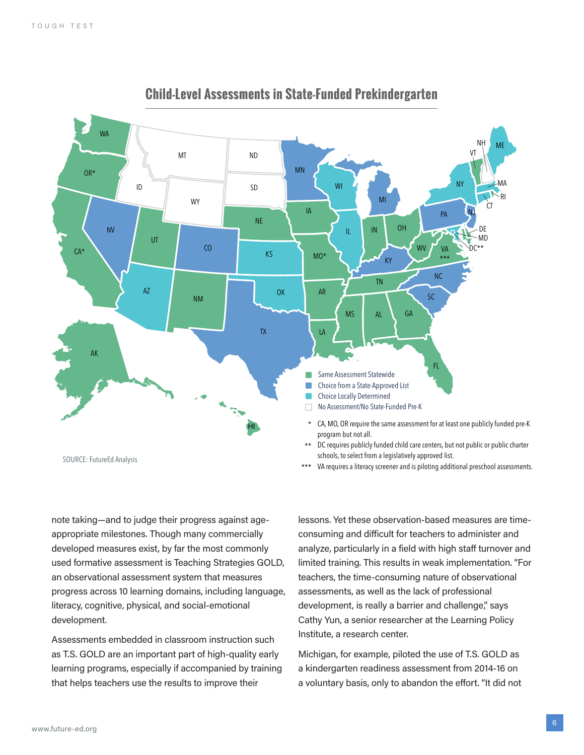## Child-Level Assessments in State-Funded Prekindergarten

- Same Assessment Statewide
- Choice from a State-Approved List
- Choice Locally Determined
- No Assessment/No State-Funded Pre-K

\* CA, MO, OR require the same assessment for at least one publicly funded pre-K program but not all.

\*\* DC requires publicly funded child care centers, but not public or public charter schools, to select from a legislatively approved list.

\*\*\* VA requires a literacy screener and is piloting additional preschool assessments.

SOURCE: FutureEd Analysis

note taking—and to judge their progress against age-appropriate milestones. Though many commercially developed measures exist, by far the most commonly used formative assessment is Teaching Strategies GOLD, an observational assessment system that measures progress across 10 learning domains, including language, literacy, cognitive, physical, and social-emotional development.

Assessments embedded in classroom instruction such as T.S. GOLD are an important part of high-quality early learning programs, especially if accompanied by training that helps teachers use the results to improve their lessons. Yet these observation-based measures are time-consuming and difficult for teachers to administer and analyze, particularly in a field with high staff turnover and limited training. This results in weak implementation. "For teachers, the time-consuming nature of observational assessments, as well as the lack of professional development, is really a barrier and challenge," says Cathy Yun, a senior researcher at the Learning Policy Institute, a research center.

Michigan, for example, piloted the use of T.S. GOLD as a kindergarten readiness assessment from 2014-16 on a voluntary basis, only to abandon the effort. "It did not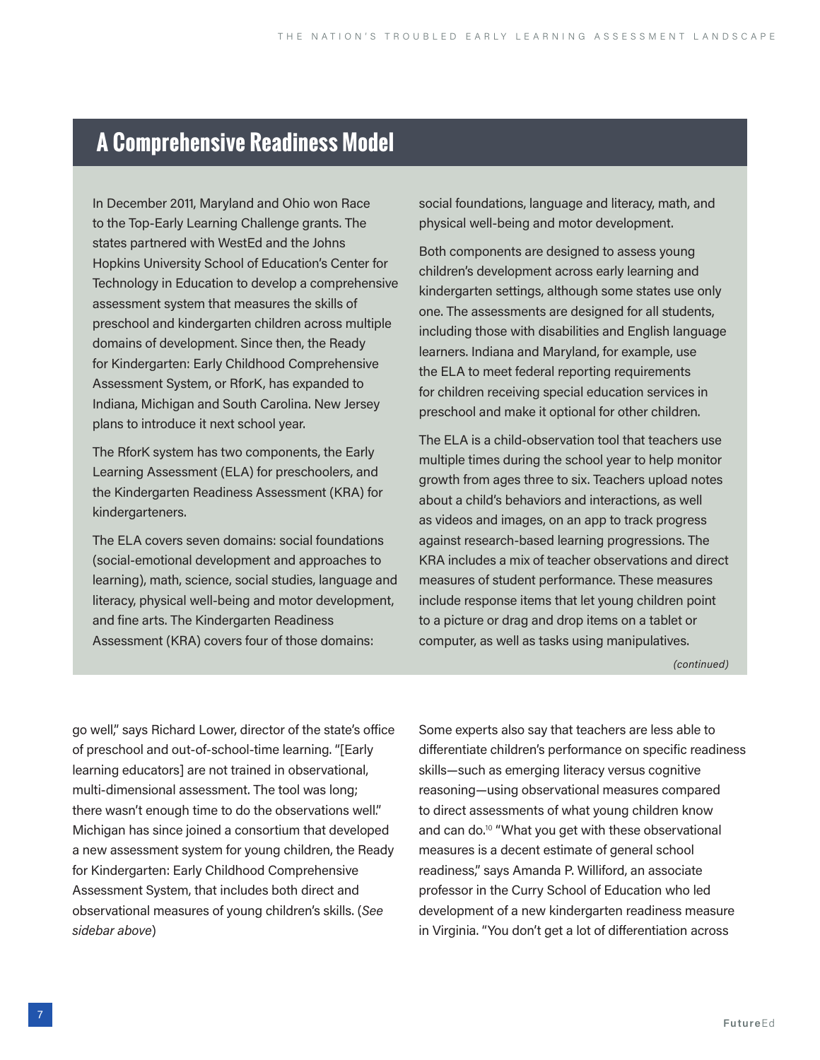## A Comprehensive Readiness Model

In December 2011, Maryland and Ohio won Race to the Top-Early Learning Challenge grants. The states partnered with WestEd and the Johns Hopkins University School of Education's Center for Technology in Education to develop a comprehensive assessment system that measures the skills of preschool and kindergarten children across multiple domains of development. Since then, the Ready for Kindergarten: Early Childhood Comprehensive Assessment System, or RforK, has expanded to Indiana, Michigan and South Carolina. New Jersey plans to introduce it next school year.

The RforK system has two components, the Early Learning Assessment (ELA) for preschoolers, and the Kindergarten Readiness Assessment (KRA) for kindergarteners.

The ELA covers seven domains: social foundations (social-emotional development and approaches to learning), math, science, social studies, language and literacy, physical well-being and motor development, and fine arts. The Kindergarten Readiness Assessment (KRA) covers four of those domains: social foundations, language and literacy, math, and physical well-being and motor development.

Both components are designed to assess young children's development across early learning and kindergarten settings, although some states use only one. The assessments are designed for all students, including those with disabilities and English language learners. Indiana and Maryland, for example, use the ELA to meet federal reporting requirements for children receiving special education services in preschool and make it optional for other children.

The ELA is a child-observation tool that teachers use multiple times during the school year to help monitor growth from ages three to six. Teachers upload notes about a child's behaviors and interactions, as well as videos and images, on an app to track progress against research-based learning progressions. The KRA includes a mix of teacher observations and direct measures of student performance. These measures include response items that let young children point to a picture or drag and drop items on a tablet or computer, as well as tasks using manipulatives.

*(continued)*

go well," says Richard Lower, director of the state's office of preschool and out-of-school-time learning. "[Early learning educators] are not trained in observational, multi-dimensional assessment. The tool was long; there wasn't enough time to do the observations well." Michigan has since joined a consortium that developed a new assessment system for young children, the Ready for Kindergarten: Early Childhood Comprehensive Assessment System, that includes both direct and observational measures of young children's skills. (*See sidebar above*)

Some experts also say that teachers are less able to differentiate children's performance on specific readiness skills—such as emerging literacy versus cognitive reasoning—using observational measures compared to direct assessments of what young children know and can do.[10] "What you get with these observational measures is a decent estimate of general school readiness," says Amanda P. Williford, an associate professor in the Curry School of Education who led development of a new kindergarten readiness measure in Virginia. "You don't get a lot of differentiation across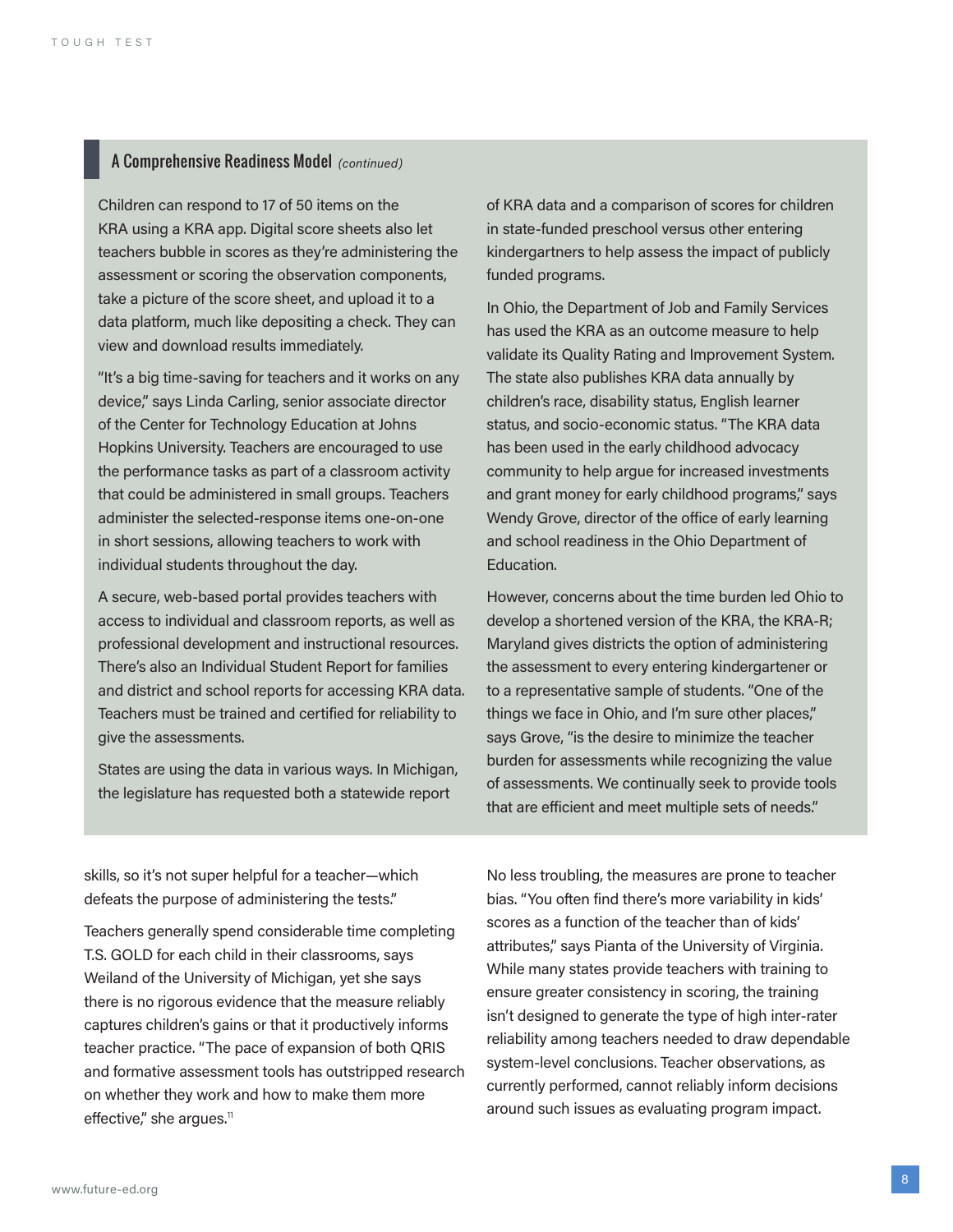### A Comprehensive Readiness Model *(continued)*

Children can respond to 17 of 50 items on the KRA using a KRA app. Digital score sheets also let teachers bubble in scores as they're administering the assessment or scoring the observation components, take a picture of the score sheet, and upload it to a data platform, much like depositing a check. They can view and download results immediately.

"It's a big time-saving for teachers and it works on any device," says Linda Carling, senior associate director of the Center for Technology Education at Johns Hopkins University. Teachers are encouraged to use the performance tasks as part of a classroom activity that could be administered in small groups. Teachers administer the selected-response items one-on-one in short sessions, allowing teachers to work with individual students throughout the day.

A secure, web-based portal provides teachers with access to individual and classroom reports, as well as professional development and instructional resources. There's also an Individual Student Report for families and district and school reports for accessing KRA data. Teachers must be trained and certified for reliability to give the assessments.

States are using the data in various ways. In Michigan, the legislature has requested both a statewide report of KRA data and a comparison of scores for children in state-funded preschool versus other entering kindergartners to help assess the impact of publicly funded programs.

In Ohio, the Department of Job and Family Services has used the KRA as an outcome measure to help validate its Quality Rating and Improvement System. The state also publishes KRA data annually by children's race, disability status, English learner status, and socio-economic status. "The KRA data has been used in the early childhood advocacy community to help argue for increased investments and grant money for early childhood programs," says Wendy Grove, director of the office of early learning and school readiness in the Ohio Department of Education.

However, concerns about the time burden led Ohio to develop a shortened version of the KRA, the KRA-R; Maryland gives districts the option of administering the assessment to every entering kindergartener or to a representative sample of students. "One of the things we face in Ohio, and I'm sure other places," says Grove, "is the desire to minimize the teacher burden for assessments while recognizing the value of assessments. We continually seek to provide tools that are efficient and meet multiple sets of needs."

---

skills, so it's not super helpful for a teacher—which defeats the purpose of administering the tests."

Teachers generally spend considerable time completing T.S. GOLD for each child in their classrooms, says Weiland of the University of Michigan, yet she says there is no rigorous evidence that the measure reliably captures children's gains or that it productively informs teacher practice. "The pace of expansion of both QRIS and formative assessment tools has outstripped research on whether they work and how to make them more effective," she argues.[11]

No less troubling, the measures are prone to teacher bias. "You often find there's more variability in kids' scores as a function of the teacher than of kids' attributes," says Pianta of the University of Virginia. While many states provide teachers with training to ensure greater consistency in scoring, the training isn't designed to generate the type of high inter-rater reliability among teachers needed to draw dependable system-level conclusions. Teacher observations, as currently performed, cannot reliably inform decisions around such issues as evaluating program impact.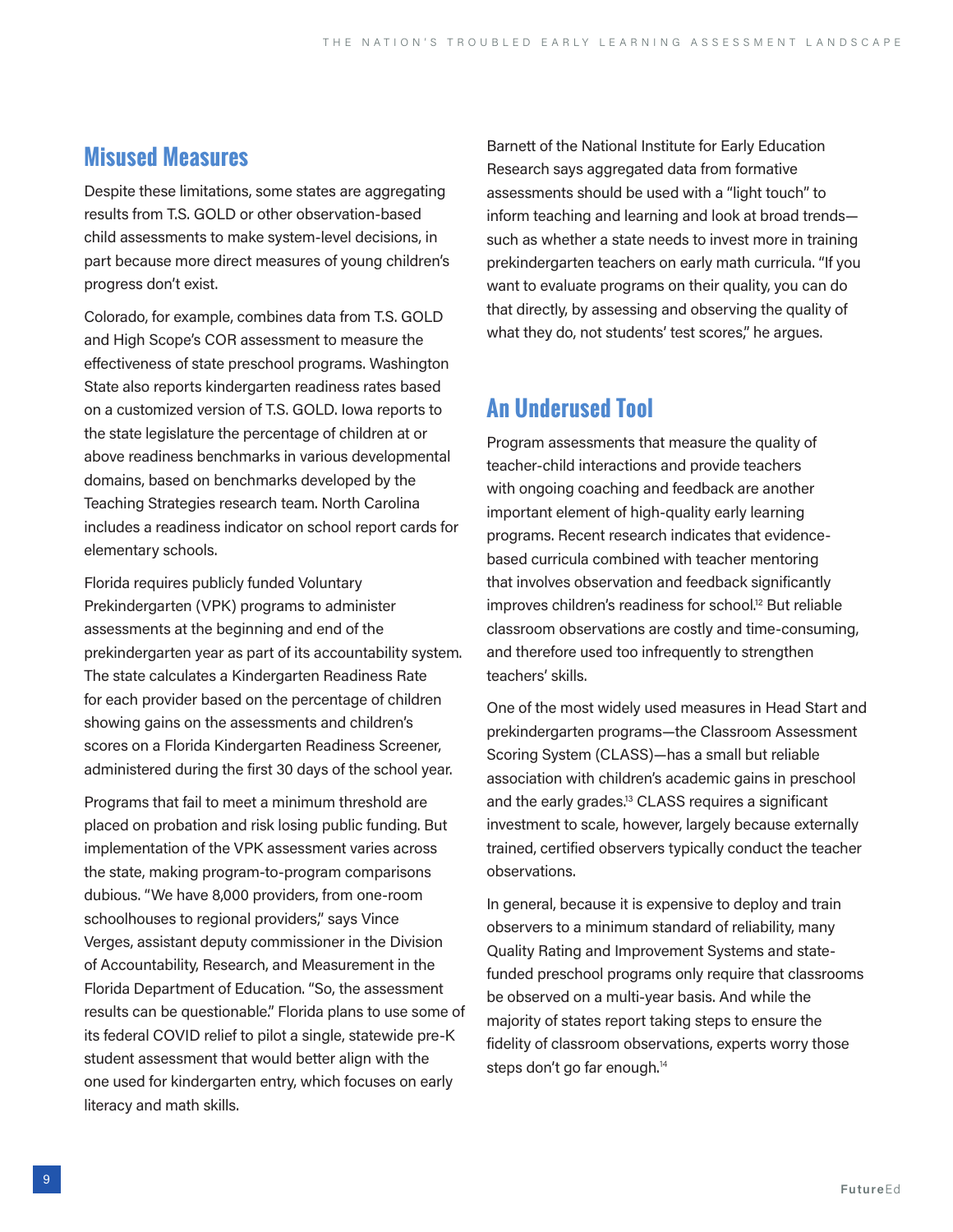## Misused Measures

Despite these limitations, some states are aggregating results from T.S. GOLD or other observation-based child assessments to make system-level decisions, in part because more direct measures of young children's progress don't exist.

Colorado, for example, combines data from T.S. GOLD and High Scope's COR assessment to measure the effectiveness of state preschool programs. Washington State also reports kindergarten readiness rates based on a customized version of T.S. GOLD. Iowa reports to the state legislature the percentage of children at or above readiness benchmarks in various developmental domains, based on benchmarks developed by the Teaching Strategies research team. North Carolina includes a readiness indicator on school report cards for elementary schools.

Florida requires publicly funded Voluntary Prekindergarten (VPK) programs to administer assessments at the beginning and end of the prekindergarten year as part of its accountability system. The state calculates a Kindergarten Readiness Rate for each provider based on the percentage of children showing gains on the assessments and children's scores on a Florida Kindergarten Readiness Screener, administered during the first 30 days of the school year.

Programs that fail to meet a minimum threshold are placed on probation and risk losing public funding. But implementation of the VPK assessment varies across the state, making program-to-program comparisons dubious. "We have 8,000 providers, from one-room schoolhouses to regional providers," says Vince Verges, assistant deputy commissioner in the Division of Accountability, Research, and Measurement in the Florida Department of Education. "So, the assessment results can be questionable." Florida plans to use some of its federal COVID relief to pilot a single, statewide pre-K student assessment that would better align with the one used for kindergarten entry, which focuses on early literacy and math skills.

Barnett of the National Institute for Early Education Research says aggregated data from formative assessments should be used with a "light touch" to inform teaching and learning and look at broad trends—such as whether a state needs to invest more in training prekindergarten teachers on early math curricula. "If you want to evaluate programs on their quality, you can do that directly, by assessing and observing the quality of what they do, not students' test scores," he argues.

## An Underused Tool

Program assessments that measure the quality of teacher-child interactions and provide teachers with ongoing coaching and feedback are another important element of high-quality early learning programs. Recent research indicates that evidence-based curricula combined with teacher mentoring that involves observation and feedback significantly improves children's readiness for school.[12] But reliable classroom observations are costly and time-consuming, and therefore used too infrequently to strengthen teachers' skills.

One of the most widely used measures in Head Start and prekindergarten programs—the Classroom Assessment Scoring System (CLASS)—has a small but reliable association with children's academic gains in preschool and the early grades.[13] CLASS requires a significant investment to scale, however, largely because externally trained, certified observers typically conduct the teacher observations.

In general, because it is expensive to deploy and train observers to a minimum standard of reliability, many Quality Rating and Improvement Systems and state-funded preschool programs only require that classrooms be observed on a multi-year basis. And while the majority of states report taking steps to ensure the fidelity of classroom observations, experts worry those steps don't go far enough.[14]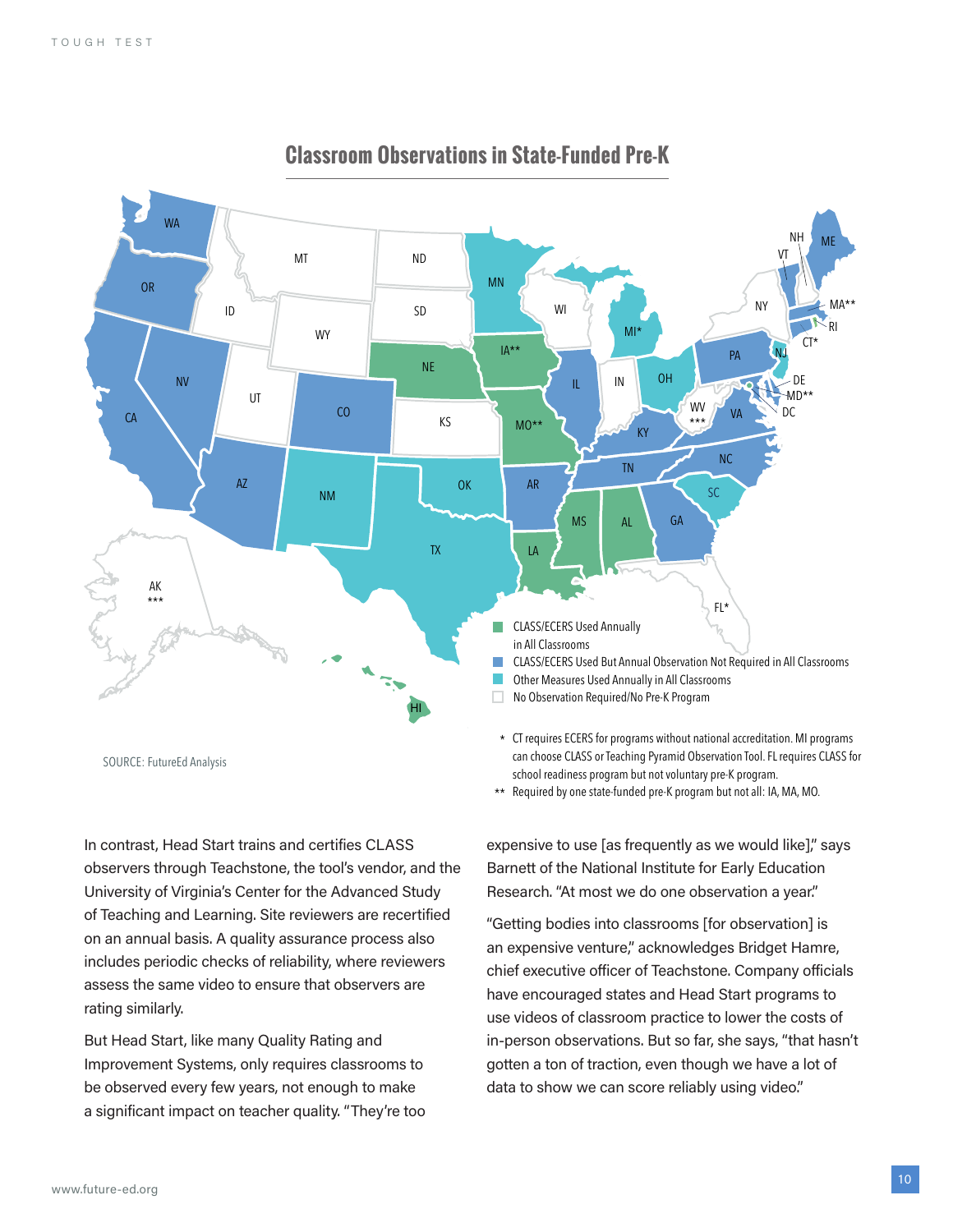## Classroom Observations in State-Funded Pre-K

- CLASS/ECERS Used Annually in All Classrooms
- CLASS/ECERS Used But Annual Observation Not Required in All Classrooms
- Other Measures Used Annually in All Classrooms
- No Observation Required/No Pre-K Program

\* CT requires ECERS for programs without national accreditation. MI programs can choose CLASS or Teaching Pyramid Observation Tool. FL requires CLASS for school readiness program but not voluntary pre-K program.

\*\* Required by one state-funded pre-K program but not all: IA, MA, MO.

SOURCE: FutureEd Analysis

In contrast, Head Start trains and certifies CLASS observers through Teachstone, the tool's vendor, and the University of Virginia's Center for the Advanced Study of Teaching and Learning. Site reviewers are recertified on an annual basis. A quality assurance process also includes periodic checks of reliability, where reviewers assess the same video to ensure that observers are rating similarly.

But Head Start, like many Quality Rating and Improvement Systems, only requires classrooms to be observed every few years, not enough to make a significant impact on teacher quality. "They're too expensive to use [as frequently as we would like]," says Barnett of the National Institute for Early Education Research. "At most we do one observation a year."

"Getting bodies into classrooms [for observation] is an expensive venture," acknowledges Bridget Hamre, chief executive officer of Teachstone. Company officials have encouraged states and Head Start programs to use videos of classroom practice to lower the costs of in-person observations. But so far, she says, "that hasn't gotten a ton of traction, even though we have a lot of data to show we can score reliably using video."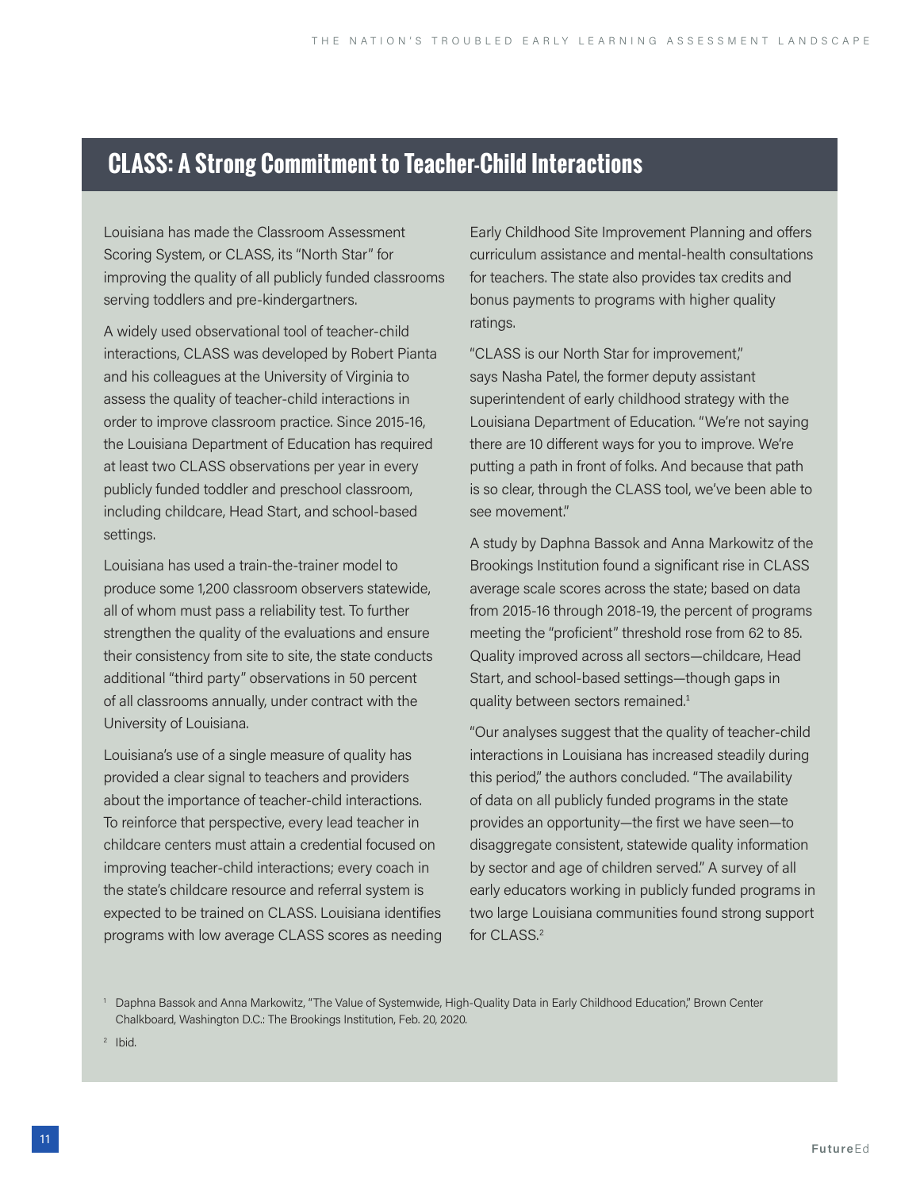## CLASS: A Strong Commitment to Teacher-Child Interactions

Louisiana has made the Classroom Assessment Scoring System, or CLASS, its "North Star" for improving the quality of all publicly funded classrooms serving toddlers and pre-kindergartners.

A widely used observational tool of teacher-child interactions, CLASS was developed by Robert Pianta and his colleagues at the University of Virginia to assess the quality of teacher-child interactions in order to improve classroom practice. Since 2015-16, the Louisiana Department of Education has required at least two CLASS observations per year in every publicly funded toddler and preschool classroom, including childcare, Head Start, and school-based settings.

Louisiana has used a train-the-trainer model to produce some 1,200 classroom observers statewide, all of whom must pass a reliability test. To further strengthen the quality of the evaluations and ensure their consistency from site to site, the state conducts additional "third party" observations in 50 percent of all classrooms annually, under contract with the University of Louisiana.

Louisiana's use of a single measure of quality has provided a clear signal to teachers and providers about the importance of teacher-child interactions. To reinforce that perspective, every lead teacher in childcare centers must attain a credential focused on improving teacher-child interactions; every coach in the state's childcare resource and referral system is expected to be trained on CLASS. Louisiana identifies programs with low average CLASS scores as needing Early Childhood Site Improvement Planning and offers curriculum assistance and mental-health consultations for teachers. The state also provides tax credits and bonus payments to programs with higher quality ratings.

"CLASS is our North Star for improvement," says Nasha Patel, the former deputy assistant superintendent of early childhood strategy with the Louisiana Department of Education. "We're not saying there are 10 different ways for you to improve. We're putting a path in front of folks. And because that path is so clear, through the CLASS tool, we've been able to see movement."

A study by Daphna Bassok and Anna Markowitz of the Brookings Institution found a significant rise in CLASS average scale scores across the state; based on data from 2015-16 through 2018-19, the percent of programs meeting the "proficient" threshold rose from 62 to 85. Quality improved across all sectors—childcare, Head Start, and school-based settings—though gaps in quality between sectors remained.[1]

"Our analyses suggest that the quality of teacher-child interactions in Louisiana has increased steadily during this period," the authors concluded. "The availability of data on all publicly funded programs in the state provides an opportunity—the first we have seen—to disaggregate consistent, statewide quality information by sector and age of children served." A survey of all early educators working in publicly funded programs in two large Louisiana communities found strong support for CLASS.[2]

[1] Daphna Bassok and Anna Markowitz, "The Value of Systemwide, High-Quality Data in Early Childhood Education," Brown Center Chalkboard, Washington D.C.: The Brookings Institution, Feb. 20, 2020.

[2] Ibid.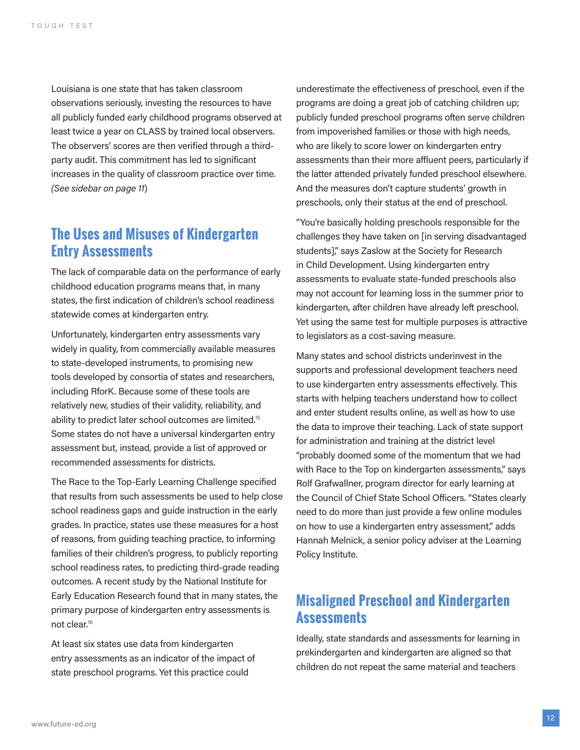Louisiana is one state that has taken classroom observations seriously, investing the resources to have all publicly funded early childhood programs observed at least twice a year on CLASS by trained local observers. The observers' scores are then verified through a third-party audit. This commitment has led to significant increases in the quality of classroom practice over time. *(See sidebar on page 11)*

## The Uses and Misuses of Kindergarten Entry Assessments

The lack of comparable data on the performance of early childhood education programs means that, in many states, the first indication of children's school readiness statewide comes at kindergarten entry.

Unfortunately, kindergarten entry assessments vary widely in quality, from commercially available measures to state-developed instruments, to promising new tools developed by consortia of states and researchers, including RforK. Because some of these tools are relatively new, studies of their validity, reliability, and ability to predict later school outcomes are limited.[15] Some states do not have a universal kindergarten entry assessment but, instead, provide a list of approved or recommended assessments for districts.

The Race to the Top-Early Learning Challenge specified that results from such assessments be used to help close school readiness gaps and guide instruction in the early grades. In practice, states use these measures for a host of reasons, from guiding teaching practice, to informing families of their children's progress, to publicly reporting school readiness rates, to predicting third-grade reading outcomes. A recent study by the National Institute for Early Education Research found that in many states, the primary purpose of kindergarten entry assessments is not clear.[16]

At least six states use data from kindergarten entry assessments as an indicator of the impact of state preschool programs. Yet this practice could underestimate the effectiveness of preschool, even if the programs are doing a great job of catching children up; publicly funded preschool programs often serve children from impoverished families or those with high needs, who are likely to score lower on kindergarten entry assessments than their more affluent peers, particularly if the latter attended privately funded preschool elsewhere. And the measures don't capture students' growth in preschools, only their status at the end of preschool.

"You're basically holding preschools responsible for the challenges they have taken on [in serving disadvantaged students]," says Zaslow at the Society for Research in Child Development. Using kindergarten entry assessments to evaluate state-funded preschools also may not account for learning loss in the summer prior to kindergarten, after children have already left preschool. Yet using the same test for multiple purposes is attractive to legislators as a cost-saving measure.

Many states and school districts underinvest in the supports and professional development teachers need to use kindergarten entry assessments effectively. This starts with helping teachers understand how to collect and enter student results online, as well as how to use the data to improve their teaching. Lack of state support for administration and training at the district level "probably doomed some of the momentum that we had with Race to the Top on kindergarten assessments," says Rolf Grafwallner, program director for early learning at the Council of Chief State School Officers. "States clearly need to do more than just provide a few online modules on how to use a kindergarten entry assessment," adds Hannah Melnick, a senior policy adviser at the Learning Policy Institute.

## Misaligned Preschool and Kindergarten Assessments

Ideally, state standards and assessments for learning in prekindergarten and kindergarten are aligned so that children do not repeat the same material and teachers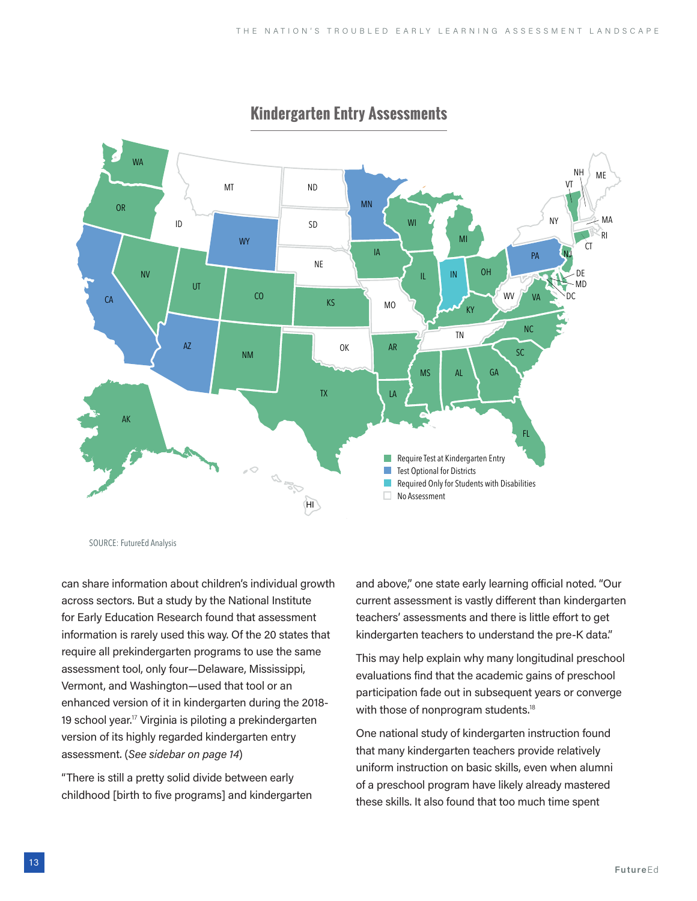## Kindergarten Entry Assessments

- Require Test at Kindergarten Entry
- Test Optional for Districts
- Required Only for Students with Disabilities
- No Assessment

SOURCE: FutureEd Analysis

can share information about children's individual growth across sectors. But a study by the National Institute for Early Education Research found that assessment information is rarely used this way. Of the 20 states that require all prekindergarten programs to use the same assessment tool, only four—Delaware, Mississippi, Vermont, and Washington—used that tool or an enhanced version of it in kindergarten during the 2018-19 school year.[17] Virginia is piloting a prekindergarten version of its highly regarded kindergarten entry assessment. (*See sidebar on page 14*)

"There is still a pretty solid divide between early childhood [birth to five programs] and kindergarten and above," one state early learning official noted. "Our current assessment is vastly different than kindergarten teachers' assessments and there is little effort to get kindergarten teachers to understand the pre-K data."

This may help explain why many longitudinal preschool evaluations find that the academic gains of preschool participation fade out in subsequent years or converge with those of nonprogram students.[18]

One national study of kindergarten instruction found that many kindergarten teachers provide relatively uniform instruction on basic skills, even when alumni of a preschool program have likely already mastered these skills. It also found that too much time spent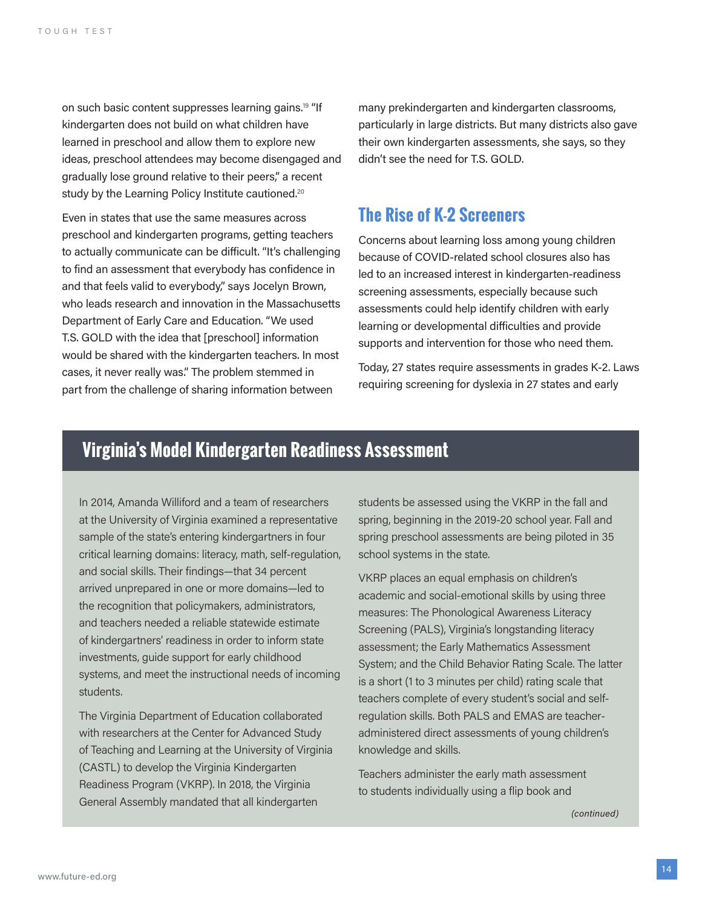on such basic content suppresses learning gains.[19] "If kindergarten does not build on what children have learned in preschool and allow them to explore new ideas, preschool attendees may become disengaged and gradually lose ground relative to their peers," a recent study by the Learning Policy Institute cautioned.[20]

Even in states that use the same measures across preschool and kindergarten programs, getting teachers to actually communicate can be difficult. "It's challenging to find an assessment that everybody has confidence in and that feels valid to everybody," says Jocelyn Brown, who leads research and innovation in the Massachusetts Department of Early Care and Education. "We used T.S. GOLD with the idea that [preschool] information would be shared with the kindergarten teachers. In most cases, it never really was." The problem stemmed in part from the challenge of sharing information between many prekindergarten and kindergarten classrooms, particularly in large districts. But many districts also gave their own kindergarten assessments, she says, so they didn't see the need for T.S. GOLD.

## The Rise of K-2 Screeners

Concerns about learning loss among young children because of COVID-related school closures also has led to an increased interest in kindergarten-readiness screening assessments, especially because such assessments could help identify children with early learning or developmental difficulties and provide supports and intervention for those who need them.

Today, 27 states require assessments in grades K-2. Laws requiring screening for dyslexia in 27 states and early

## Virginia's Model Kindergarten Readiness Assessment

In 2014, Amanda Williford and a team of researchers at the University of Virginia examined a representative sample of the state's entering kindergartners in four critical learning domains: literacy, math, self-regulation, and social skills. Their findings—that 34 percent arrived unprepared in one or more domains—led to the recognition that policymakers, administrators, and teachers needed a reliable statewide estimate of kindergartners' readiness in order to inform state investments, guide support for early childhood systems, and meet the instructional needs of incoming students.

The Virginia Department of Education collaborated with researchers at the Center for Advanced Study of Teaching and Learning at the University of Virginia (CASTL) to develop the Virginia Kindergarten Readiness Program (VKRP). In 2018, the Virginia General Assembly mandated that all kindergarten students be assessed using the VKRP in the fall and spring, beginning in the 2019-20 school year. Fall and spring preschool assessments are being piloted in 35 school systems in the state.

VKRP places an equal emphasis on children's academic and social-emotional skills by using three measures: The Phonological Awareness Literacy Screening (PALS), Virginia's longstanding literacy assessment; the Early Mathematics Assessment System; and the Child Behavior Rating Scale. The latter is a short (1 to 3 minutes per child) rating scale that teachers complete of every student's social and self-regulation skills. Both PALS and EMAS are teacher-administered direct assessments of young children's knowledge and skills.

Teachers administer the early math assessment to students individually using a flip book and

*(continued)*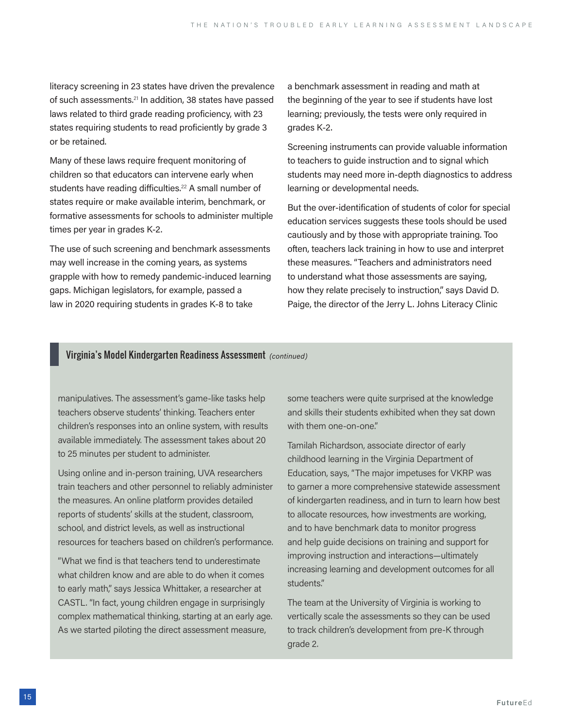literacy screening in 23 states have driven the prevalence of such assessments.[21] In addition, 38 states have passed laws related to third grade reading proficiency, with 23 states requiring students to read proficiently by grade 3 or be retained.

Many of these laws require frequent monitoring of children so that educators can intervene early when students have reading difficulties.[22] A small number of states require or make available interim, benchmark, or formative assessments for schools to administer multiple times per year in grades K-2.

The use of such screening and benchmark assessments may well increase in the coming years, as systems grapple with how to remedy pandemic-induced learning gaps. Michigan legislators, for example, passed a law in 2020 requiring students in grades K-8 to take a benchmark assessment in reading and math at the beginning of the year to see if students have lost learning; previously, the tests were only required in grades K-2.

Screening instruments can provide valuable information to teachers to guide instruction and to signal which students may need more in-depth diagnostics to address learning or developmental needs.

But the over-identification of students of color for special education services suggests these tools should be used cautiously and by those with appropriate training. Too often, teachers lack training in how to use and interpret these measures. "Teachers and administrators need to understand what those assessments are saying, how they relate precisely to instruction," says David D. Paige, the director of the Jerry L. Johns Literacy Clinic

### Virginia's Model Kindergarten Readiness Assessment *(continued)*

manipulatives. The assessment's game-like tasks help teachers observe students' thinking. Teachers enter children's responses into an online system, with results available immediately. The assessment takes about 20 to 25 minutes per student to administer.

Using online and in-person training, UVA researchers train teachers and other personnel to reliably administer the measures. An online platform provides detailed reports of students' skills at the student, classroom, school, and district levels, as well as instructional resources for teachers based on children's performance.

"What we find is that teachers tend to underestimate what children know and are able to do when it comes to early math," says Jessica Whittaker, a researcher at CASTL. "In fact, young children engage in surprisingly complex mathematical thinking, starting at an early age. As we started piloting the direct assessment measure, some teachers were quite surprised at the knowledge and skills their students exhibited when they sat down with them one-on-one."

Tamilah Richardson, associate director of early childhood learning in the Virginia Department of Education, says, "The major impetuses for VKRP was to garner a more comprehensive statewide assessment of kindergarten readiness, and in turn to learn how best to allocate resources, how investments are working, and to have benchmark data to monitor progress and help guide decisions on training and support for improving instruction and interactions—ultimately increasing learning and development outcomes for all students."

The team at the University of Virginia is working to vertically scale the assessments so they can be used to track children's development from pre-K through grade 2.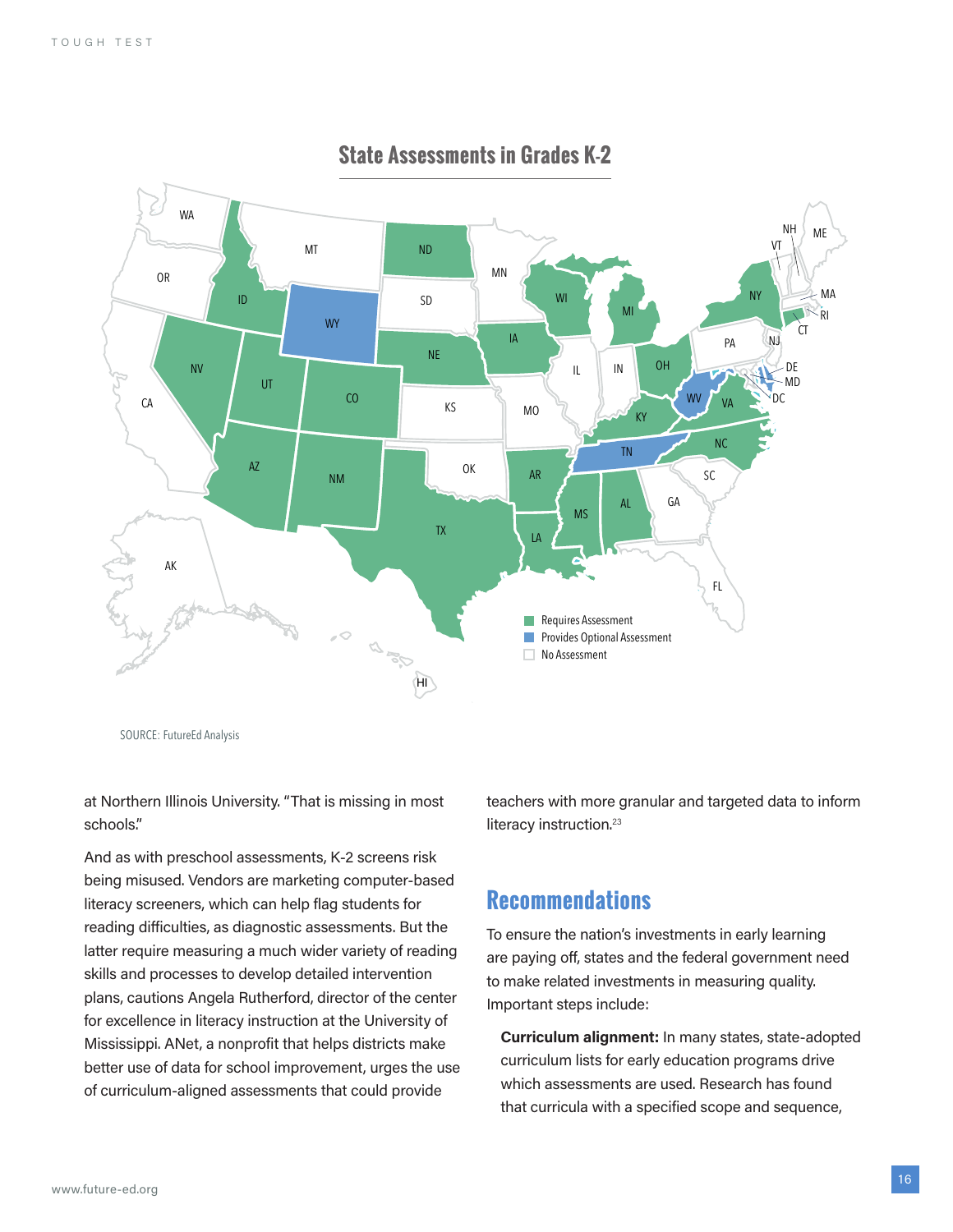## State Assessments in Grades K-2

SOURCE: FutureEd Analysis

at Northern Illinois University. "That is missing in most schools."

And as with preschool assessments, K-2 screens risk being misused. Vendors are marketing computer-based literacy screeners, which can help flag students for reading difficulties, as diagnostic assessments. But the latter require measuring a much wider variety of reading skills and processes to develop detailed intervention plans, cautions Angela Rutherford, director of the center for excellence in literacy instruction at the University of Mississippi. ANet, a nonprofit that helps districts make better use of data for school improvement, urges the use of curriculum-aligned assessments that could provide teachers with more granular and targeted data to inform literacy instruction.[23]

## Recommendations

To ensure the nation's investments in early learning are paying off, states and the federal government need to make related investments in measuring quality. Important steps include:

**Curriculum alignment:** In many states, state-adopted curriculum lists for early education programs drive which assessments are used. Research has found that curricula with a specified scope and sequence,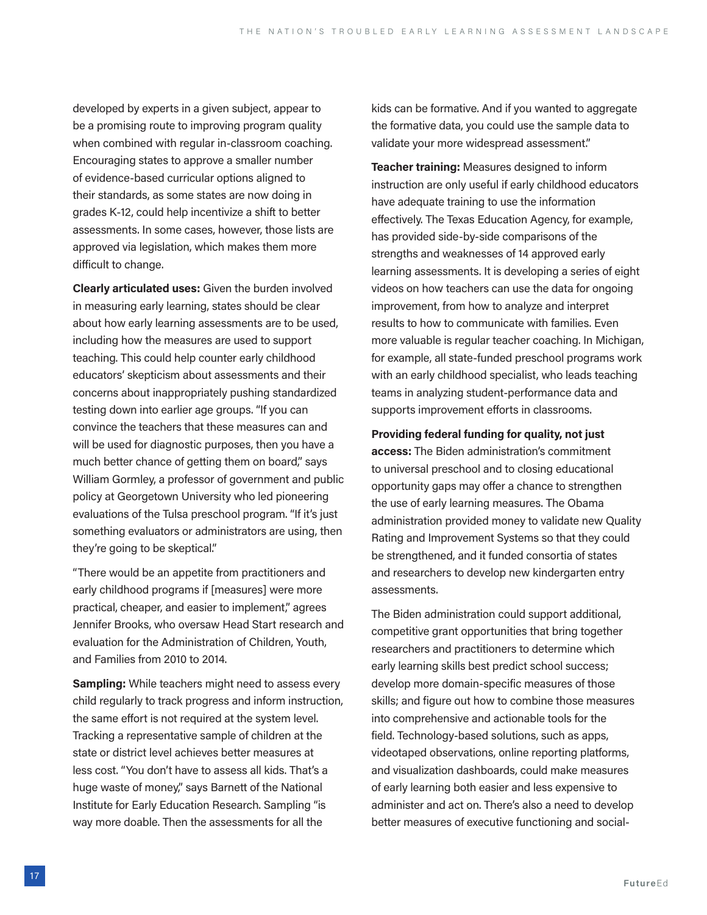developed by experts in a given subject, appear to be a promising route to improving program quality when combined with regular in-classroom coaching. Encouraging states to approve a smaller number of evidence-based curricular options aligned to their standards, as some states are now doing in grades K-12, could help incentivize a shift to better assessments. In some cases, however, those lists are approved via legislation, which makes them more difficult to change.

**Clearly articulated uses:** Given the burden involved in measuring early learning, states should be clear about how early learning assessments are to be used, including how the measures are used to support teaching. This could help counter early childhood educators' skepticism about assessments and their concerns about inappropriately pushing standardized testing down into earlier age groups. "If you can convince the teachers that these measures can and will be used for diagnostic purposes, then you have a much better chance of getting them on board," says William Gormley, a professor of government and public policy at Georgetown University who led pioneering evaluations of the Tulsa preschool program. "If it's just something evaluators or administrators are using, then they're going to be skeptical."

"There would be an appetite from practitioners and early childhood programs if [measures] were more practical, cheaper, and easier to implement," agrees Jennifer Brooks, who oversaw Head Start research and evaluation for the Administration of Children, Youth, and Families from 2010 to 2014.

**Sampling:** While teachers might need to assess every child regularly to track progress and inform instruction, the same effort is not required at the system level. Tracking a representative sample of children at the state or district level achieves better measures at less cost. "You don't have to assess all kids. That's a huge waste of money," says Barnett of the National Institute for Early Education Research. Sampling "is way more doable. Then the assessments for all the kids can be formative. And if you wanted to aggregate the formative data, you could use the sample data to validate your more widespread assessment."

**Teacher training:** Measures designed to inform instruction are only useful if early childhood educators have adequate training to use the information effectively. The Texas Education Agency, for example, has provided side-by-side comparisons of the strengths and weaknesses of 14 approved early learning assessments. It is developing a series of eight videos on how teachers can use the data for ongoing improvement, from how to analyze and interpret results to how to communicate with families. Even more valuable is regular teacher coaching. In Michigan, for example, all state-funded preschool programs work with an early childhood specialist, who leads teaching teams in analyzing student-performance data and supports improvement efforts in classrooms.

**Providing federal funding for quality, not just access:** The Biden administration's commitment to universal preschool and to closing educational opportunity gaps may offer a chance to strengthen the use of early learning measures. The Obama administration provided money to validate new Quality Rating and Improvement Systems so that they could be strengthened, and it funded consortia of states and researchers to develop new kindergarten entry assessments.

The Biden administration could support additional, competitive grant opportunities that bring together researchers and practitioners to determine which early learning skills best predict school success; develop more domain-specific measures of those skills; and figure out how to combine those measures into comprehensive and actionable tools for the field. Technology-based solutions, such as apps, videotaped observations, online reporting platforms, and visualization dashboards, could make measures of early learning both easier and less expensive to administer and act on. There's also a need to develop better measures of executive functioning and social-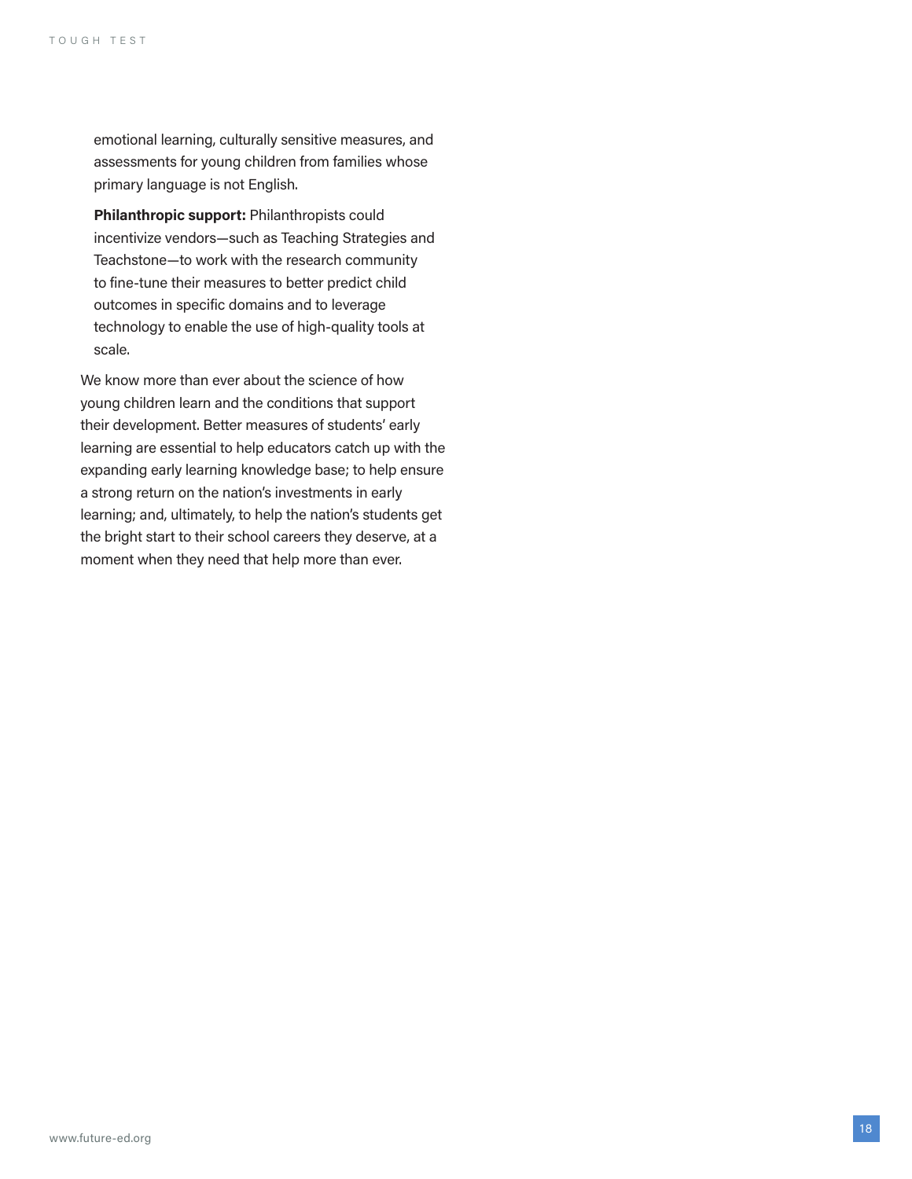emotional learning, culturally sensitive measures, and assessments for young children from families whose primary language is not English.

**Philanthropic support:** Philanthropists could incentivize vendors—such as Teaching Strategies and Teachstone—to work with the research community to fine-tune their measures to better predict child outcomes in specific domains and to leverage technology to enable the use of high-quality tools at scale.

We know more than ever about the science of how young children learn and the conditions that support their development. Better measures of students' early learning are essential to help educators catch up with the expanding early learning knowledge base; to help ensure a strong return on the nation's investments in early learning; and, ultimately, to help the nation's students get the bright start to their school careers they deserve, at a moment when they need that help more than ever.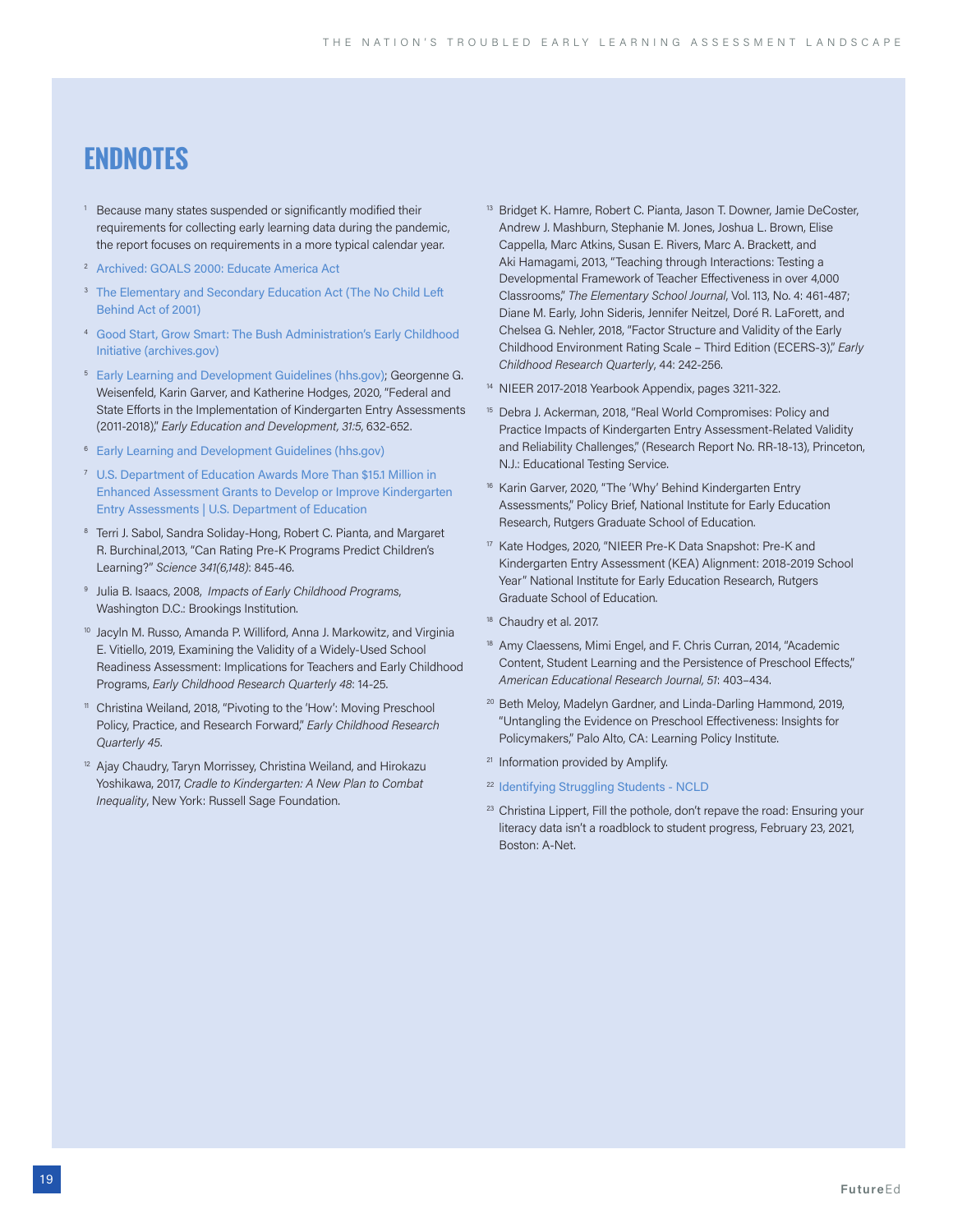# ENDNOTES

1. Because many states suspended or significantly modified their requirements for collecting early learning data during the pandemic, the report focuses on requirements in a more typical calendar year.
2. Archived: GOALS 2000: Educate America Act
3. The Elementary and Secondary Education Act (The No Child Left Behind Act of 2001)
4. Good Start, Grow Smart: The Bush Administration's Early Childhood Initiative (archives.gov)
5. Early Learning and Development Guidelines (hhs.gov); Georgenne G. Weisenfeld, Karin Garver, and Katherine Hodges, 2020, "Federal and State Efforts in the Implementation of Kindergarten Entry Assessments (2011-2018)," *Early Education and Development, 31:5*, 632-652.
6. Early Learning and Development Guidelines (hhs.gov)
7. U.S. Department of Education Awards More Than $15.1 Million in Enhanced Assessment Grants to Develop or Improve Kindergarten Entry Assessments | U.S. Department of Education
8. Terri J. Sabol, Sandra Soliday-Hong, Robert C. Pianta, and Margaret R. Burchinal,2013, "Can Rating Pre-K Programs Predict Children's Learning?" *Science 341(6,148)*: 845-46.
9. Julia B. Isaacs, 2008, *Impacts of Early Childhood Programs*, Washington D.C.: Brookings Institution.
10. Jacyln M. Russo, Amanda P. Williford, Anna J. Markowitz, and Virginia E. Vitiello, 2019, Examining the Validity of a Widely-Used School Readiness Assessment: Implications for Teachers and Early Childhood Programs, *Early Childhood Research Quarterly 48*: 14-25.
11. Christina Weiland, 2018, "Pivoting to the 'How': Moving Preschool Policy, Practice, and Research Forward," *Early Childhood Research Quarterly 45*.
12. Ajay Chaudry, Taryn Morrissey, Christina Weiland, and Hirokazu Yoshikawa, 2017, *Cradle to Kindergarten: A New Plan to Combat Inequality*, New York: Russell Sage Foundation.
13. Bridget K. Hamre, Robert C. Pianta, Jason T. Downer, Jamie DeCoster, Andrew J. Mashburn, Stephanie M. Jones, Joshua L. Brown, Elise Cappella, Marc Atkins, Susan E. Rivers, Marc A. Brackett, and Aki Hamagami, 2013, "Teaching through Interactions: Testing a Developmental Framework of Teacher Effectiveness in over 4,000 Classrooms," *The Elementary School Journal*, Vol. 113, No. 4: 461-487; Diane M. Early, John Sideris, Jennifer Neitzel, Doré R. LaForett, and Chelsea G. Nehler, 2018, "Factor Structure and Validity of the Early Childhood Environment Rating Scale – Third Edition (ECERS-3)," *Early Childhood Research Quarterly*, 44: 242-256.
14. NIEER 2017-2018 Yearbook Appendix, pages 3211-322.
15. Debra J. Ackerman, 2018, "Real World Compromises: Policy and Practice Impacts of Kindergarten Entry Assessment-Related Validity and Reliability Challenges," (Research Report No. RR-18-13), Princeton, N.J.: Educational Testing Service.
16. Karin Garver, 2020, "The 'Why' Behind Kindergarten Entry Assessments," Policy Brief, National Institute for Early Education Research, Rutgers Graduate School of Education.
17. Kate Hodges, 2020, "NIEER Pre-K Data Snapshot: Pre-K and Kindergarten Entry Assessment (KEA) Alignment: 2018-2019 School Year" National Institute for Early Education Research, Rutgers Graduate School of Education.
18. Chaudry et al. 2017.
18. Amy Claessens, Mimi Engel, and F. Chris Curran, 2014, "Academic Content, Student Learning and the Persistence of Preschool Effects," *American Educational Research Journal, 51*: 403–434.
20. Beth Meloy, Madelyn Gardner, and Linda-Darling Hammond, 2019, "Untangling the Evidence on Preschool Effectiveness: Insights for Policymakers," Palo Alto, CA: Learning Policy Institute.
21. Information provided by Amplify.
22. Identifying Struggling Students - NCLD
23. Christina Lippert, Fill the pothole, don't repave the road: Ensuring your literacy data isn't a roadblock to student progress, February 23, 2021, Boston: A-Net.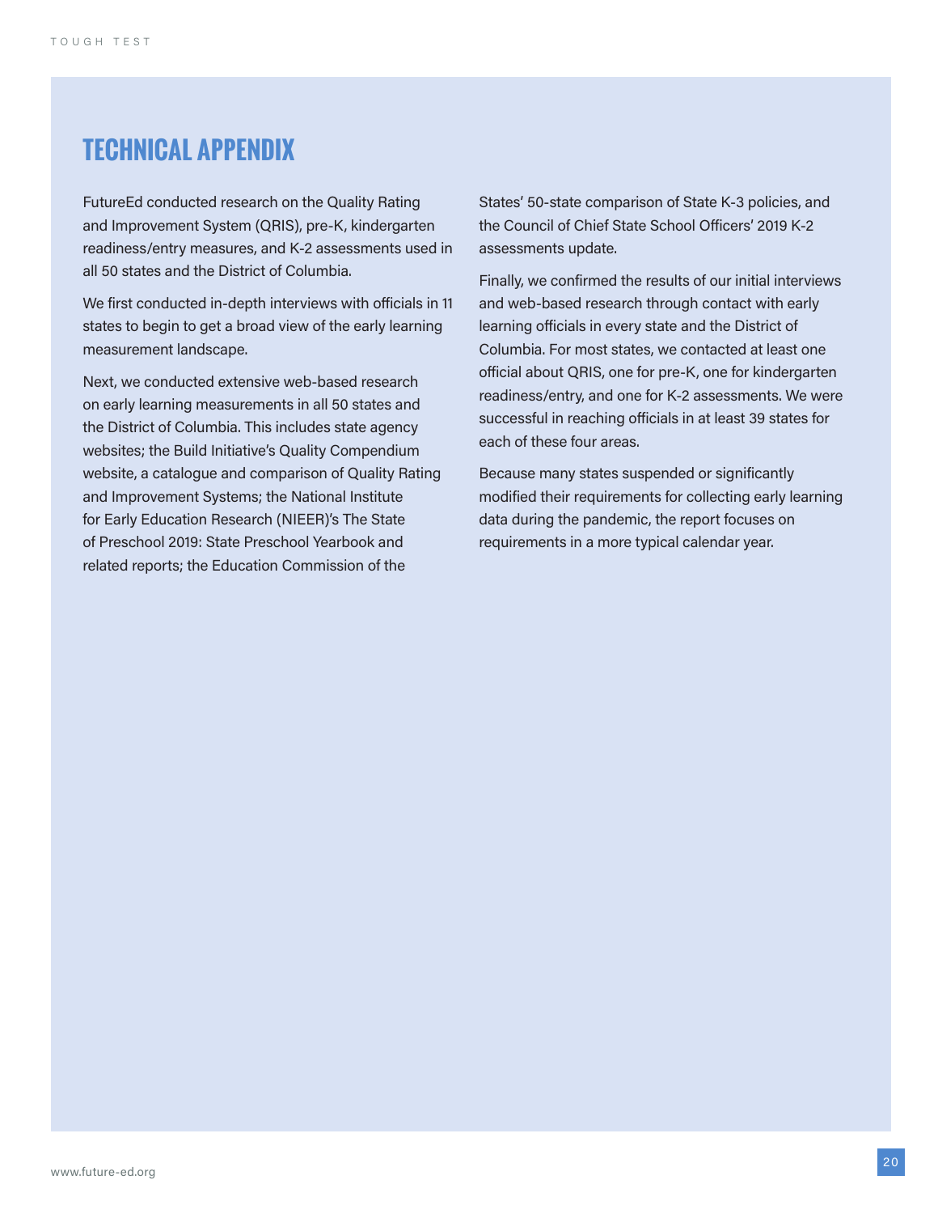# TECHNICAL APPENDIX

FutureEd conducted research on the Quality Rating and Improvement System (QRIS), pre-K, kindergarten readiness/entry measures, and K-2 assessments used in all 50 states and the District of Columbia.

We first conducted in-depth interviews with officials in 11 states to begin to get a broad view of the early learning measurement landscape.

Next, we conducted extensive web-based research on early learning measurements in all 50 states and the District of Columbia. This includes state agency websites; the Build Initiative's Quality Compendium website, a catalogue and comparison of Quality Rating and Improvement Systems; the National Institute for Early Education Research (NIEER)'s The State of Preschool 2019: State Preschool Yearbook and related reports; the Education Commission of the States' 50-state comparison of State K-3 policies, and the Council of Chief State School Officers' 2019 K-2 assessments update.

Finally, we confirmed the results of our initial interviews and web-based research through contact with early learning officials in every state and the District of Columbia. For most states, we contacted at least one official about QRIS, one for pre-K, one for kindergarten readiness/entry, and one for K-2 assessments. We were successful in reaching officials in at least 39 states for each of these four areas.

Because many states suspended or significantly modified their requirements for collecting early learning data during the pandemic, the report focuses on requirements in a more typical calendar year.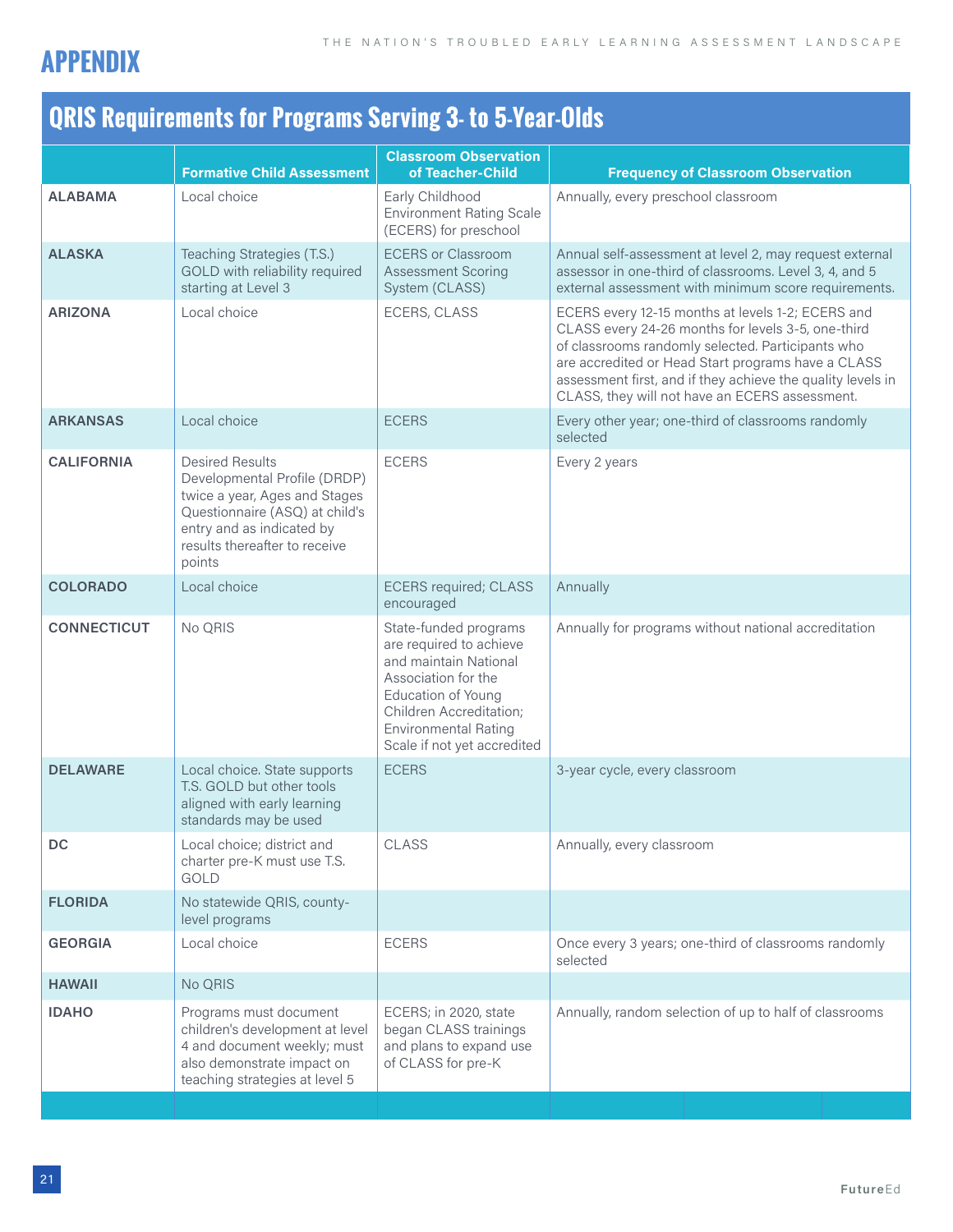# APPENDIX

## QRIS Requirements for Programs Serving 3- to 5-Year-Olds

| | Formative Child Assessment | Classroom Observation of Teacher-Child | Frequency of Classroom Observation |
|---|---|---|---|
| **ALABAMA** | Local choice | Early Childhood Environment Rating Scale (ECERS) for preschool | Annually, every preschool classroom |
| **ALASKA** | Teaching Strategies (T.S.) GOLD with reliability required starting at Level 3 | ECERS or Classroom Assessment Scoring System (CLASS) | Annual self-assessment at level 2, may request external assessor in one-third of classrooms. Level 3, 4, and 5 external assessment with minimum score requirements. |
| **ARIZONA** | Local choice | ECERS, CLASS | ECERS every 12-15 months at levels 1-2; ECERS and CLASS every 24-26 months for levels 3-5, one-third of classrooms randomly selected. Participants who are accredited or Head Start programs have a CLASS assessment first, and if they achieve the quality levels in CLASS, they will not have an ECERS assessment. |
| **ARKANSAS** | Local choice | ECERS | Every other year; one-third of classrooms randomly selected |
| **CALIFORNIA** | Desired Results Developmental Profile (DRDP) twice a year, Ages and Stages Questionnaire (ASQ) at child's entry and as indicated by results thereafter to receive points | ECERS | Every 2 years |
| **COLORADO** | Local choice | ECERS required; CLASS encouraged | Annually |
| **CONNECTICUT** | No QRIS | State-funded programs are required to achieve and maintain National Association for the Education of Young Children Accreditation; Environmental Rating Scale if not yet accredited | Annually for programs without national accreditation |
| **DELAWARE** | Local choice. State supports T.S. GOLD but other tools aligned with early learning standards may be used | ECERS | 3-year cycle, every classroom |
| **DC** | Local choice; district and charter pre-K must use T.S. GOLD | CLASS | Annually, every classroom |
| **FLORIDA** | No statewide QRIS, county-level programs | | |
| **GEORGIA** | Local choice | ECERS | Once every 3 years; one-third of classrooms randomly selected |
| **HAWAII** | No QRIS | | |
| **IDAHO** | Programs must document children's development at level 4 and document weekly; must also demonstrate impact on teaching strategies at level 5 | ECERS; in 2020, state began CLASS trainings and plans to expand use of CLASS for pre-K | Annually, random selection of up to half of classrooms |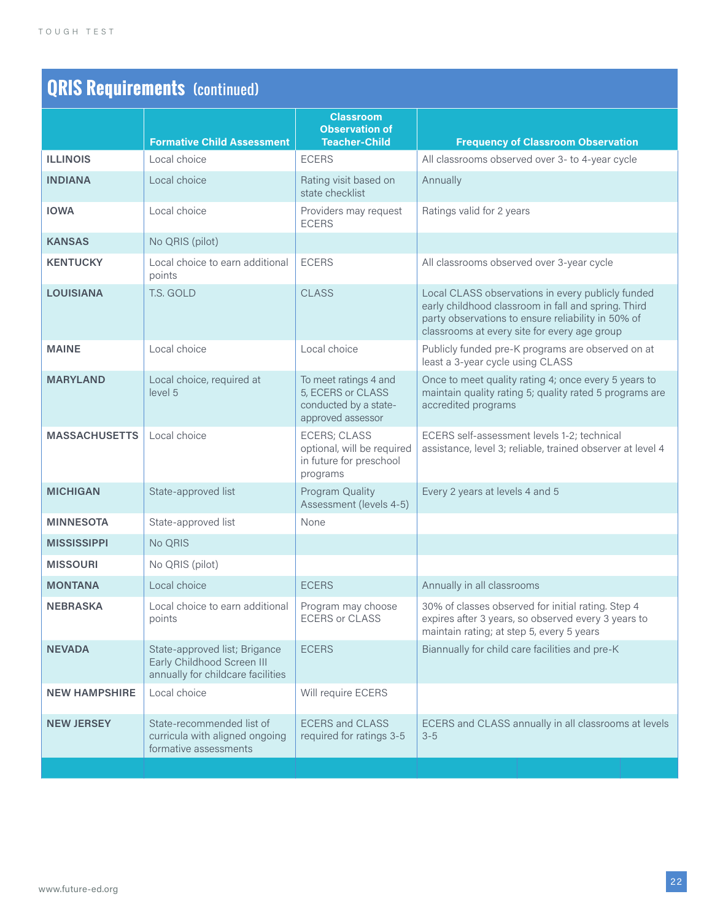## QRIS Requirements (continued)

| | Formative Child Assessment | Classroom Observation of Teacher-Child | Frequency of Classroom Observation |
|---|---|---|---|
| **ILLINOIS** | Local choice | ECERS | All classrooms observed over 3- to 4-year cycle |
| **INDIANA** | Local choice | Rating visit based on state checklist | Annually |
| **IOWA** | Local choice | Providers may request ECERS | Ratings valid for 2 years |
| **KANSAS** | No QRIS (pilot) | | |
| **KENTUCKY** | Local choice to earn additional points | ECERS | All classrooms observed over 3-year cycle |
| **LOUISIANA** | T.S. GOLD | CLASS | Local CLASS observations in every publicly funded early childhood classroom in fall and spring. Third party observations to ensure reliability in 50% of classrooms at every site for every age group |
| **MAINE** | Local choice | Local choice | Publicly funded pre-K programs are observed on at least a 3-year cycle using CLASS |
| **MARYLAND** | Local choice, required at level 5 | To meet ratings 4 and 5, ECERS or CLASS conducted by a state-approved assessor | Once to meet quality rating 4; once every 5 years to maintain quality rating 5; quality rated 5 programs are accredited programs |
| **MASSACHUSETTS** | Local choice | ECERS; CLASS optional, will be required in future for preschool programs | ECERS self-assessment levels 1-2; technical assistance, level 3; reliable, trained observer at level 4 |
| **MICHIGAN** | State-approved list | Program Quality Assessment (levels 4-5) | Every 2 years at levels 4 and 5 |
| **MINNESOTA** | State-approved list | None | |
| **MISSISSIPPI** | No QRIS | | |
| **MISSOURI** | No QRIS (pilot) | | |
| **MONTANA** | Local choice | ECERS | Annually in all classrooms |
| **NEBRASKA** | Local choice to earn additional points | Program may choose ECERS or CLASS | 30% of classes observed for initial rating. Step 4 expires after 3 years, so observed every 3 years to maintain rating; at step 5, every 5 years |
| **NEVADA** | State-approved list; Brigance Early Childhood Screen III annually for childcare facilities | ECERS | Biannually for child care facilities and pre-K |
| **NEW HAMPSHIRE** | Local choice | Will require ECERS | |
| **NEW JERSEY** | State-recommended list of curricula with aligned ongoing formative assessments | ECERS and CLASS required for ratings 3-5 | ECERS and CLASS annually in all classrooms at levels 3-5 |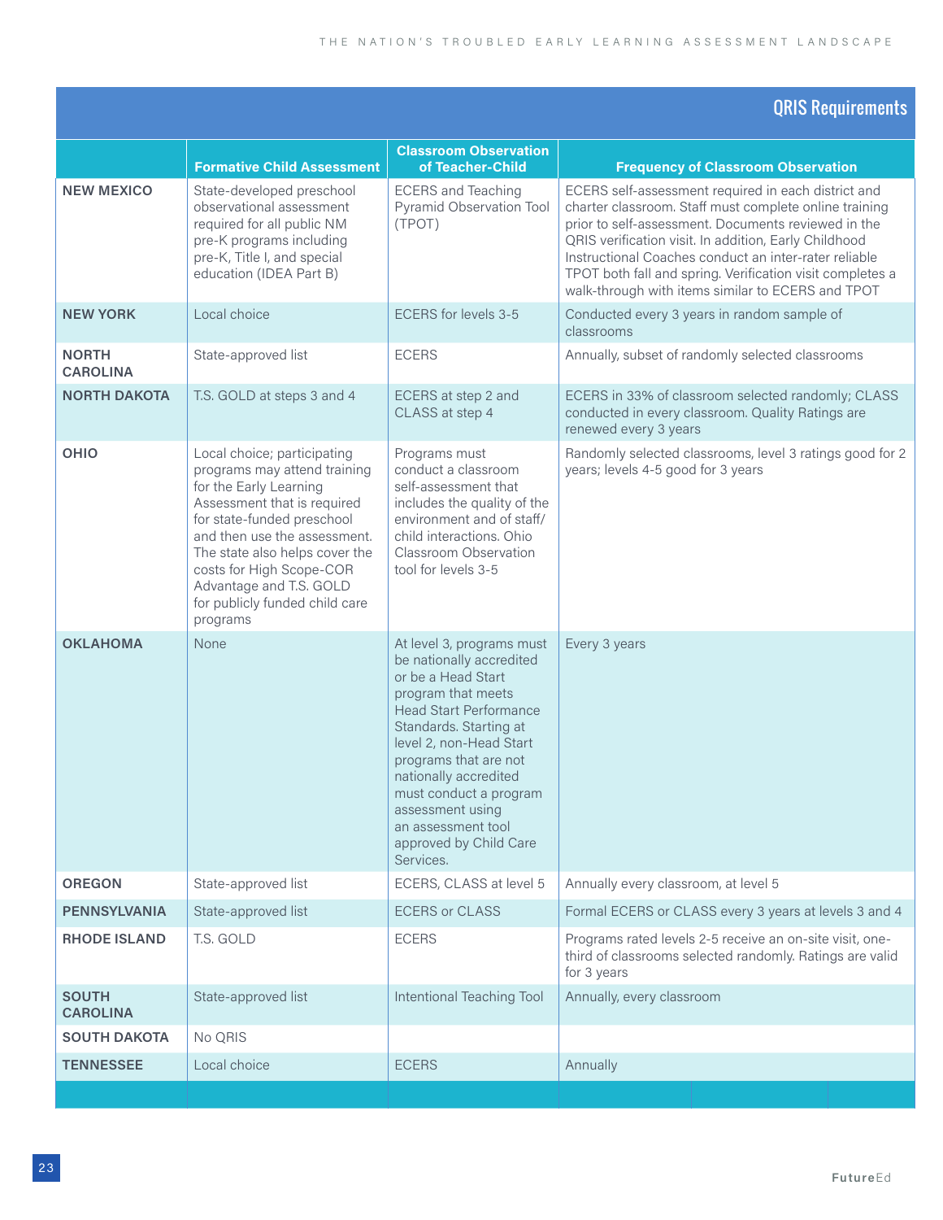## QRIS Requirements

| | Formative Child Assessment | Classroom Observation of Teacher-Child | Frequency of Classroom Observation |
|---|---|---|---|
| **NEW MEXICO** | State-developed preschool observational assessment required for all public NM pre-K programs including pre-K, Title I, and special education (IDEA Part B) | ECERS and Teaching Pyramid Observation Tool (TPOT) | ECERS self-assessment required in each district and charter classroom. Staff must complete online training prior to self-assessment. Documents reviewed in the QRIS verification visit. In addition, Early Childhood Instructional Coaches conduct an inter-rater reliable TPOT both fall and spring. Verification visit completes a walk-through with items similar to ECERS and TPOT |
| **NEW YORK** | Local choice | ECERS for levels 3-5 | Conducted every 3 years in random sample of classrooms |
| **NORTH CAROLINA** | State-approved list | ECERS | Annually, subset of randomly selected classrooms |
| **NORTH DAKOTA** | T.S. GOLD at steps 3 and 4 | ECERS at step 2 and CLASS at step 4 | ECERS in 33% of classroom selected randomly; CLASS conducted in every classroom. Quality Ratings are renewed every 3 years |
| **OHIO** | Local choice; participating programs may attend training for the Early Learning Assessment that is required for state-funded preschool and then use the assessment. The state also helps cover the costs for High Scope-COR Advantage and T.S. GOLD for publicly funded child care programs | Programs must conduct a classroom self-assessment that includes the quality of the environment and of staff/child interactions. Ohio Classroom Observation tool for levels 3-5 | Randomly selected classrooms, level 3 ratings good for 2 years; levels 4-5 good for 3 years |
| **OKLAHOMA** | None | At level 3, programs must be nationally accredited or be a Head Start program that meets Head Start Performance Standards. Starting at level 2, non-Head Start programs that are not nationally accredited must conduct a program assessment using an assessment tool approved by Child Care Services. | Every 3 years |
| **OREGON** | State-approved list | ECERS, CLASS at level 5 | Annually every classroom, at level 5 |
| **PENNSYLVANIA** | State-approved list | ECERS or CLASS | Formal ECERS or CLASS every 3 years at levels 3 and 4 |
| **RHODE ISLAND** | T.S. GOLD | ECERS | Programs rated levels 2-5 receive an on-site visit, one-third of classrooms selected randomly. Ratings are valid for 3 years |
| **SOUTH CAROLINA** | State-approved list | Intentional Teaching Tool | Annually, every classroom |
| **SOUTH DAKOTA** | No QRIS | | |
| **TENNESSEE** | Local choice | ECERS | Annually |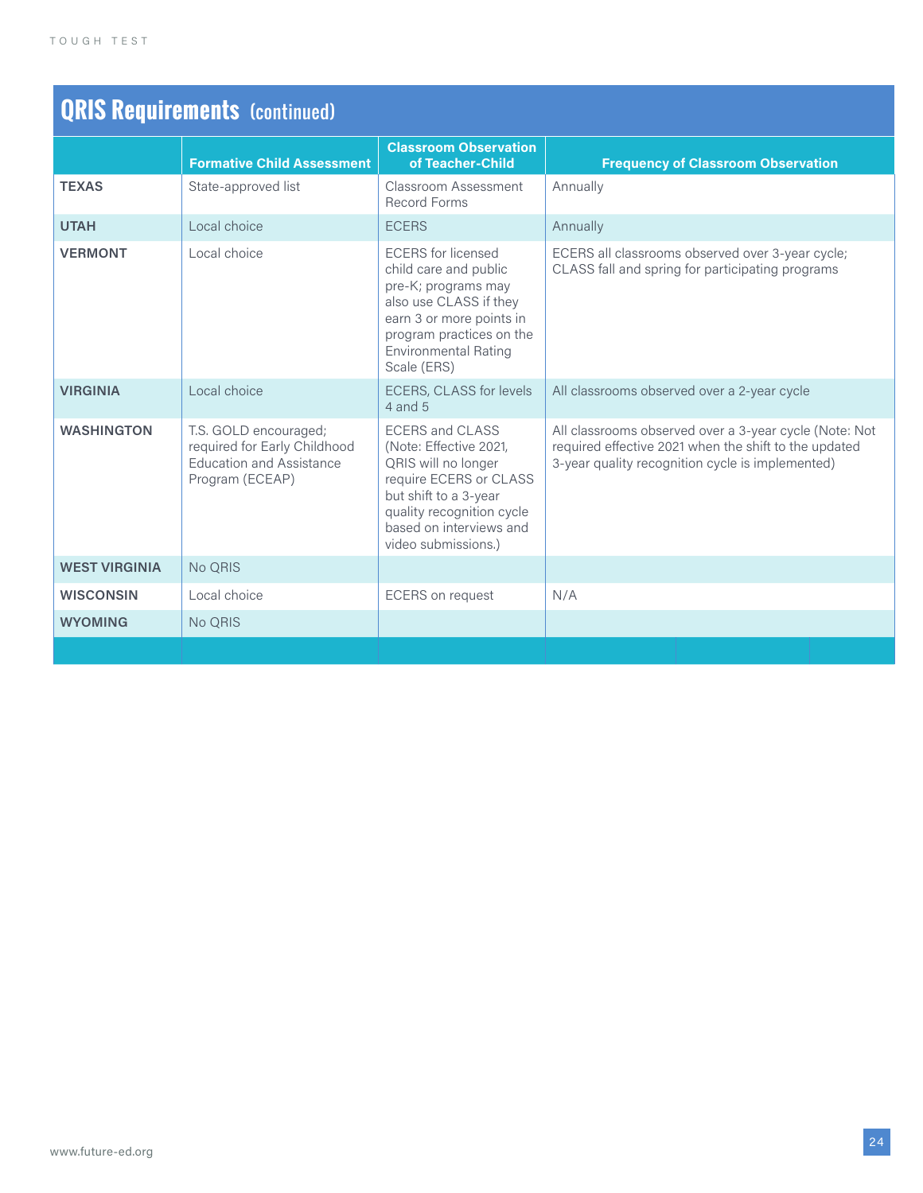## QRIS Requirements (continued)

| | Formative Child Assessment | Classroom Observation of Teacher-Child | Frequency of Classroom Observation |
|---|---|---|---|
| **TEXAS** | State-approved list | Classroom Assessment Record Forms | Annually |
| **UTAH** | Local choice | ECERS | Annually |
| **VERMONT** | Local choice | ECERS for licensed child care and public pre-K; programs may also use CLASS if they earn 3 or more points in program practices on the Environmental Rating Scale (ERS) | ECERS all classrooms observed over 3-year cycle; CLASS fall and spring for participating programs |
| **VIRGINIA** | Local choice | ECERS, CLASS for levels 4 and 5 | All classrooms observed over a 2-year cycle |
| **WASHINGTON** | T.S. GOLD encouraged; required for Early Childhood Education and Assistance Program (ECEAP) | ECERS and CLASS (Note: Effective 2021, QRIS will no longer require ECERS or CLASS but shift to a 3-year quality recognition cycle based on interviews and video submissions.) | All classrooms observed over a 3-year cycle (Note: Not required effective 2021 when the shift to the updated 3-year quality recognition cycle is implemented) |
| **WEST VIRGINIA** | No QRIS | | |
| **WISCONSIN** | Local choice | ECERS on request | N/A |
| **WYOMING** | No QRIS | | |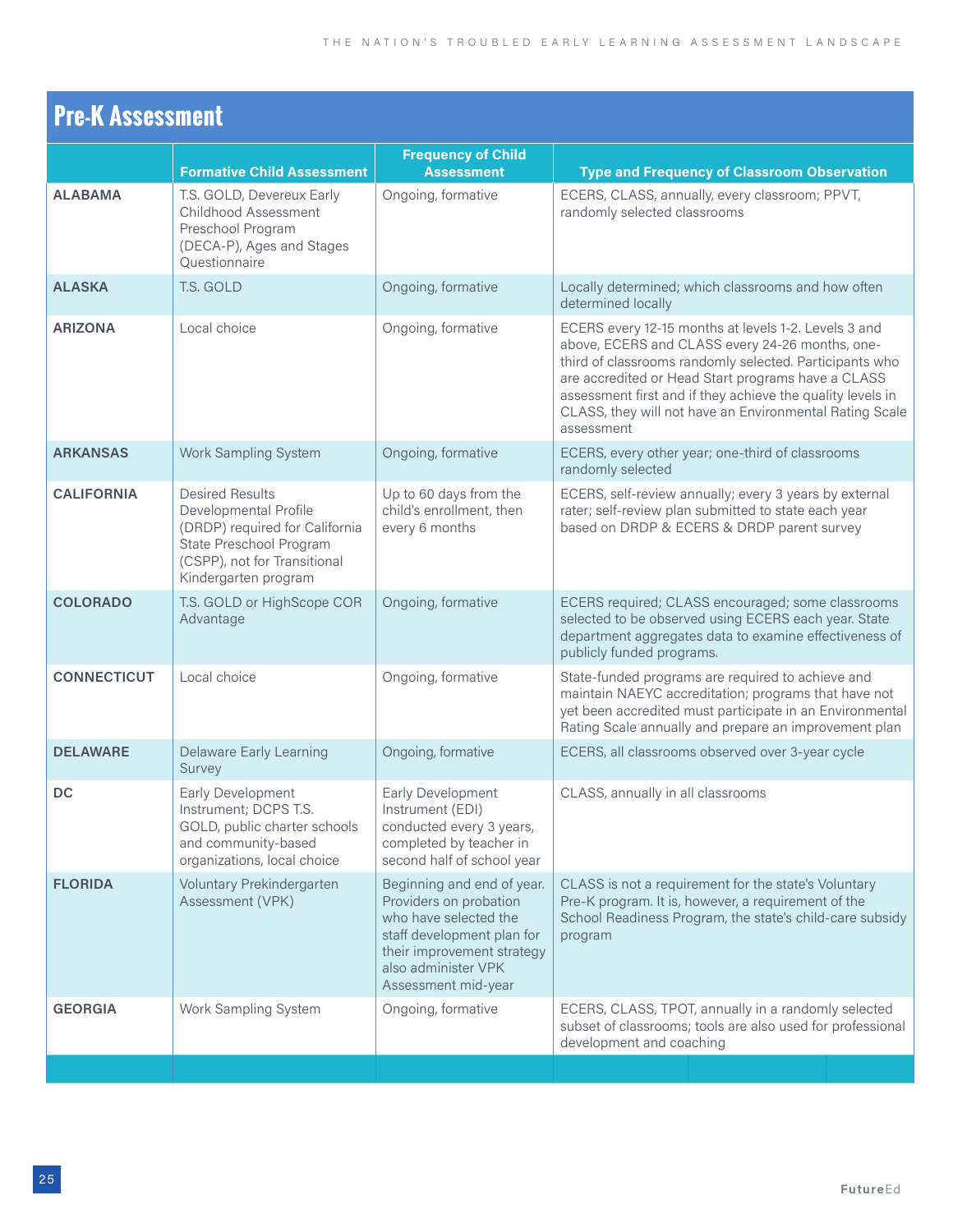## Pre-K Assessment

| | Formative Child Assessment | Frequency of Child Assessment | Type and Frequency of Classroom Observation |
|---|---|---|---|
| **ALABAMA** | T.S. GOLD, Devereux Early Childhood Assessment Preschool Program (DECA-P), Ages and Stages Questionnaire | Ongoing, formative | ECERS, CLASS, annually, every classroom; PPVT, randomly selected classrooms |
| **ALASKA** | T.S. GOLD | Ongoing, formative | Locally determined; which classrooms and how often determined locally |
| **ARIZONA** | Local choice | Ongoing, formative | ECERS every 12-15 months at levels 1-2. Levels 3 and above, ECERS and CLASS every 24-26 months, one-third of classrooms randomly selected. Participants who are accredited or Head Start programs have a CLASS assessment first and if they achieve the quality levels in CLASS, they will not have an Environmental Rating Scale assessment |
| **ARKANSAS** | Work Sampling System | Ongoing, formative | ECERS, every other year; one-third of classrooms randomly selected |
| **CALIFORNIA** | Desired Results Developmental Profile (DRDP) required for California State Preschool Program (CSPP), not for Transitional Kindergarten program | Up to 60 days from the child's enrollment, then every 6 months | ECERS, self-review annually; every 3 years by external rater; self-review plan submitted to state each year based on DRDP & ECERS & DRDP parent survey |
| **COLORADO** | T.S. GOLD or HighScope COR Advantage | Ongoing, formative | ECERS required; CLASS encouraged; some classrooms selected to be observed using ECERS each year. State department aggregates data to examine effectiveness of publicly funded programs. |
| **CONNECTICUT** | Local choice | Ongoing, formative | State-funded programs are required to achieve and maintain NAEYC accreditation; programs that have not yet been accredited must participate in an Environmental Rating Scale annually and prepare an improvement plan |
| **DELAWARE** | Delaware Early Learning Survey | Ongoing, formative | ECERS, all classrooms observed over 3-year cycle |
| **DC** | Early Development Instrument; DCPS T.S. GOLD, public charter schools and community-based organizations, local choice | Early Development Instrument (EDI) conducted every 3 years, completed by teacher in second half of school year | CLASS, annually in all classrooms |
| **FLORIDA** | Voluntary Prekindergarten Assessment (VPK) | Beginning and end of year. Providers on probation who have selected the staff development plan for their improvement strategy also administer VPK Assessment mid-year | CLASS is not a requirement for the state's Voluntary Pre-K program. It is, however, a requirement of the School Readiness Program, the state's child-care subsidy program |
| **GEORGIA** | Work Sampling System | Ongoing, formative | ECERS, CLASS, TPOT, annually in a randomly selected subset of classrooms; tools are also used for professional development and coaching |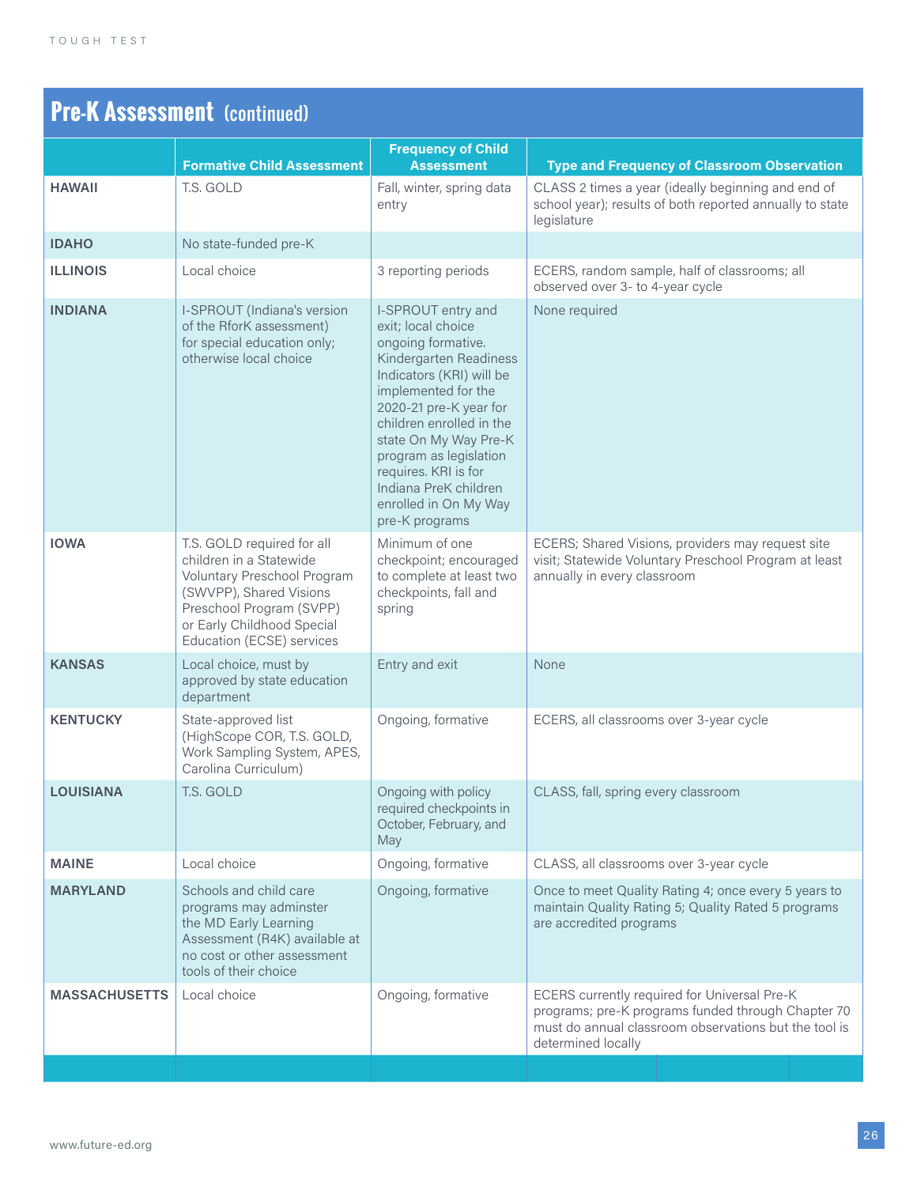## Pre-K Assessment (continued)

| | Formative Child Assessment | Frequency of Child Assessment | Type and Frequency of Classroom Observation |
|---|---|---|---|
| **HAWAII** | T.S. GOLD | Fall, winter, spring data entry | CLASS 2 times a year (ideally beginning and end of school year); results of both reported annually to state legislature |
| **IDAHO** | No state-funded pre-K | | |
| **ILLINOIS** | Local choice | 3 reporting periods | ECERS, random sample, half of classrooms; all observed over 3- to 4-year cycle |
| **INDIANA** | I-SPROUT (Indiana's version of the RforK assessment) for special education only; otherwise local choice | I-SPROUT entry and exit; local choice ongoing formative. Kindergarten Readiness Indicators (KRI) will be implemented for the 2020-21 pre-K year for children enrolled in the state On My Way Pre-K program as legislation requires. KRI is for Indiana PreK children enrolled in On My Way pre-K programs | None required |
| **IOWA** | T.S. GOLD required for all children in a Statewide Voluntary Preschool Program (SWVPP), Shared Visions Preschool Program (SVPP) or Early Childhood Special Education (ECSE) services | Minimum of one checkpoint; encouraged to complete at least two checkpoints, fall and spring | ECERS; Shared Visions, providers may request site visit; Statewide Voluntary Preschool Program at least annually in every classroom |
| **KANSAS** | Local choice, must by approved by state education department | Entry and exit | None |
| **KENTUCKY** | State-approved list (HighScope COR, T.S. GOLD, Work Sampling System, APES, Carolina Curriculum) | Ongoing, formative | ECERS, all classrooms over 3-year cycle |
| **LOUISIANA** | T.S. GOLD | Ongoing with policy required checkpoints in October, February, and May | CLASS, fall, spring every classroom |
| **MAINE** | Local choice | Ongoing, formative | CLASS, all classrooms over 3-year cycle |
| **MARYLAND** | Schools and child care programs may adminster the MD Early Learning Assessment (R4K) available at no cost or other assessment tools of their choice | Ongoing, formative | Once to meet Quality Rating 4; once every 5 years to maintain Quality Rating 5; Quality Rated 5 programs are accredited programs |
| **MASSACHUSETTS** | Local choice | Ongoing, formative | ECERS currently required for Universal Pre-K programs; pre-K programs funded through Chapter 70 must do annual classroom observations but the tool is determined locally |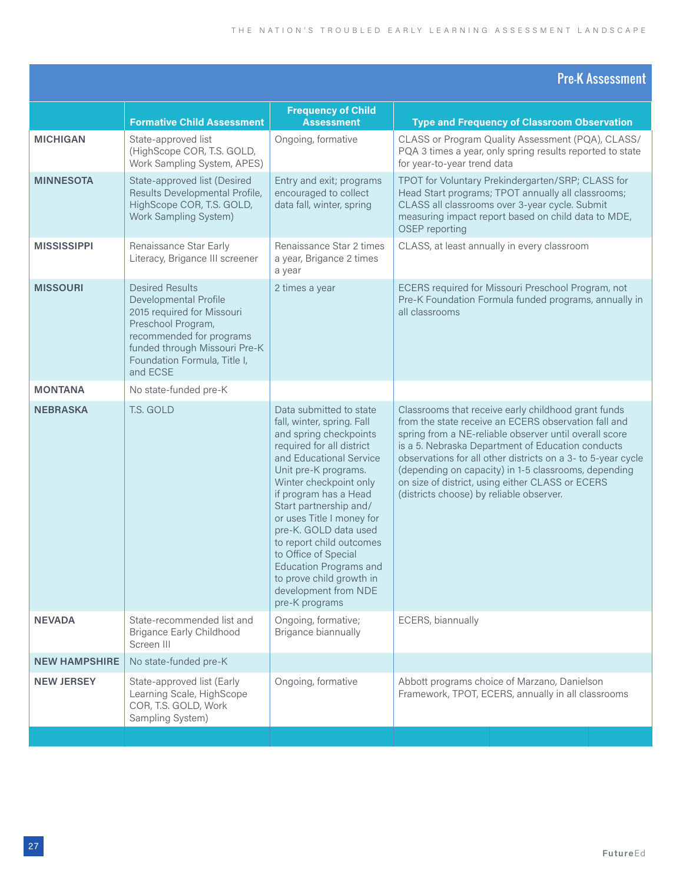## Pre-K Assessment

| | Formative Child Assessment | Frequency of Child Assessment | Type and Frequency of Classroom Observation |
|---|---|---|---|
| **MICHIGAN** | State-approved list (HighScope COR, T.S. GOLD, Work Sampling System, APES) | Ongoing, formative | CLASS or Program Quality Assessment (PQA), CLASS/PQA 3 times a year, only spring results reported to state for year-to-year trend data |
| **MINNESOTA** | State-approved list (Desired Results Developmental Profile, HighScope COR, T.S. GOLD, Work Sampling System) | Entry and exit; programs encouraged to collect data fall, winter, spring | TPOT for Voluntary Prekindergarten/SRP; CLASS for Head Start programs; TPOT annually all classrooms; CLASS all classrooms over 3-year cycle. Submit measuring impact report based on child data to MDE, OSEP reporting |
| **MISSISSIPPI** | Renaissance Star Early Literacy, Brigance III screener | Renaissance Star 2 times a year, Brigance 2 times a year | CLASS, at least annually in every classroom |
| **MISSOURI** | Desired Results Developmental Profile 2015 required for Missouri Preschool Program, recommended for programs funded through Missouri Pre-K Foundation Formula, Title I, and ECSE | 2 times a year | ECERS required for Missouri Preschool Program, not Pre-K Foundation Formula funded programs, annually in all classrooms |
| **MONTANA** | No state-funded pre-K | | |
| **NEBRASKA** | T.S. GOLD | Data submitted to state fall, winter, spring. Fall and spring checkpoints required for all district and Educational Service Unit pre-K programs. Winter checkpoint only if program has a Head Start partnership and/or uses Title I money for pre-K. GOLD data used to report child outcomes to Office of Special Education Programs and to prove child growth in development from NDE pre-K programs | Classrooms that receive early childhood grant funds from the state receive an ECERS observation fall and spring from a NE-reliable observer until overall score is a 5. Nebraska Department of Education conducts observations for all other districts on a 3- to 5-year cycle (depending on capacity) in 1-5 classrooms, depending on size of district, using either CLASS or ECERS (districts choose) by reliable observer. |
| **NEVADA** | State-recommended list and Brigance Early Childhood Screen III | Ongoing, formative; Brigance biannually | ECERS, biannually |
| **NEW HAMPSHIRE** | No state-funded pre-K | | |
| **NEW JERSEY** | State-approved list (Early Learning Scale, HighScope COR, T.S. GOLD, Work Sampling System) | Ongoing, formative | Abbott programs choice of Marzano, Danielson Framework, TPOT, ECERS, annually in all classrooms |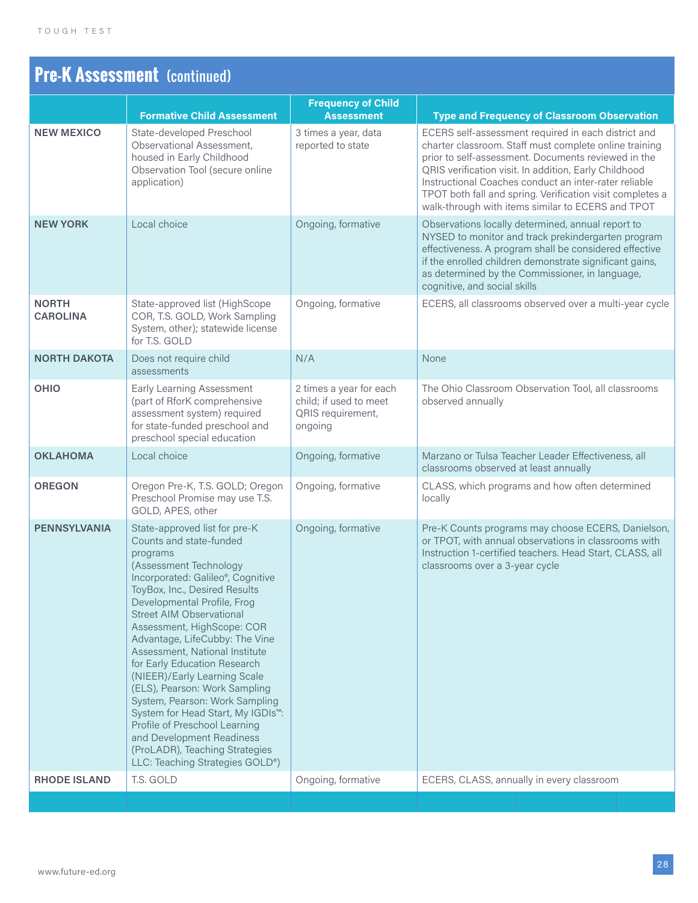## Pre-K Assessment (continued)

| | Formative Child Assessment | Frequency of Child Assessment | Type and Frequency of Classroom Observation |
|---|---|---|---|
| **NEW MEXICO** | State-developed Preschool Observational Assessment, housed in Early Childhood Observation Tool (secure online application) | 3 times a year, data reported to state | ECERS self-assessment required in each district and charter classroom. Staff must complete online training prior to self-assessment. Documents reviewed in the QRIS verification visit. In addition, Early Childhood Instructional Coaches conduct an inter-rater reliable TPOT both fall and spring. Verification visit completes a walk-through with items similar to ECERS and TPOT |
| **NEW YORK** | Local choice | Ongoing, formative | Observations locally determined, annual report to NYSED to monitor and track prekindergarten program effectiveness. A program shall be considered effective if the enrolled children demonstrate significant gains, as determined by the Commissioner, in language, cognitive, and social skills |
| **NORTH CAROLINA** | State-approved list (HighScope COR, T.S. GOLD, Work Sampling System, other); statewide license for T.S. GOLD | Ongoing, formative | ECERS, all classrooms observed over a multi-year cycle |
| **NORTH DAKOTA** | Does not require child assessments | N/A | None |
| **OHIO** | Early Learning Assessment (part of RforK comprehensive assessment system) required for state-funded preschool and preschool special education | 2 times a year for each child; if used to meet QRIS requirement, ongoing | The Ohio Classroom Observation Tool, all classrooms observed annually |
| **OKLAHOMA** | Local choice | Ongoing, formative | Marzano or Tulsa Teacher Leader Effectiveness, all classrooms observed at least annually |
| **OREGON** | Oregon Pre-K, T.S. GOLD; Oregon Preschool Promise may use T.S. GOLD, APES, other | Ongoing, formative | CLASS, which programs and how often determined locally |
| **PENNSYLVANIA** | State-approved list for pre-K Counts and state-funded programs (Assessment Technology Incorporated: Galileo®, Cognitive ToyBox, Inc., Desired Results Developmental Profile, Frog Street AIM Observational Assessment, HighScope: COR Advantage, LifeCubby: The Vine Assessment, National Institute for Early Education Research (NIEER)/Early Learning Scale (ELS), Pearson: Work Sampling System, Pearson: Work Sampling System for Head Start, My IGDIs™: Profile of Preschool Learning and Development Readiness (ProLADR), Teaching Strategies LLC: Teaching Strategies GOLD®) | Ongoing, formative | Pre-K Counts programs may choose ECERS, Danielson, or TPOT, with annual observations in classrooms with Instruction 1-certified teachers. Head Start, CLASS, all classrooms over a 3-year cycle |
| **RHODE ISLAND** | T.S. GOLD | Ongoing, formative | ECERS, CLASS, annually in every classroom |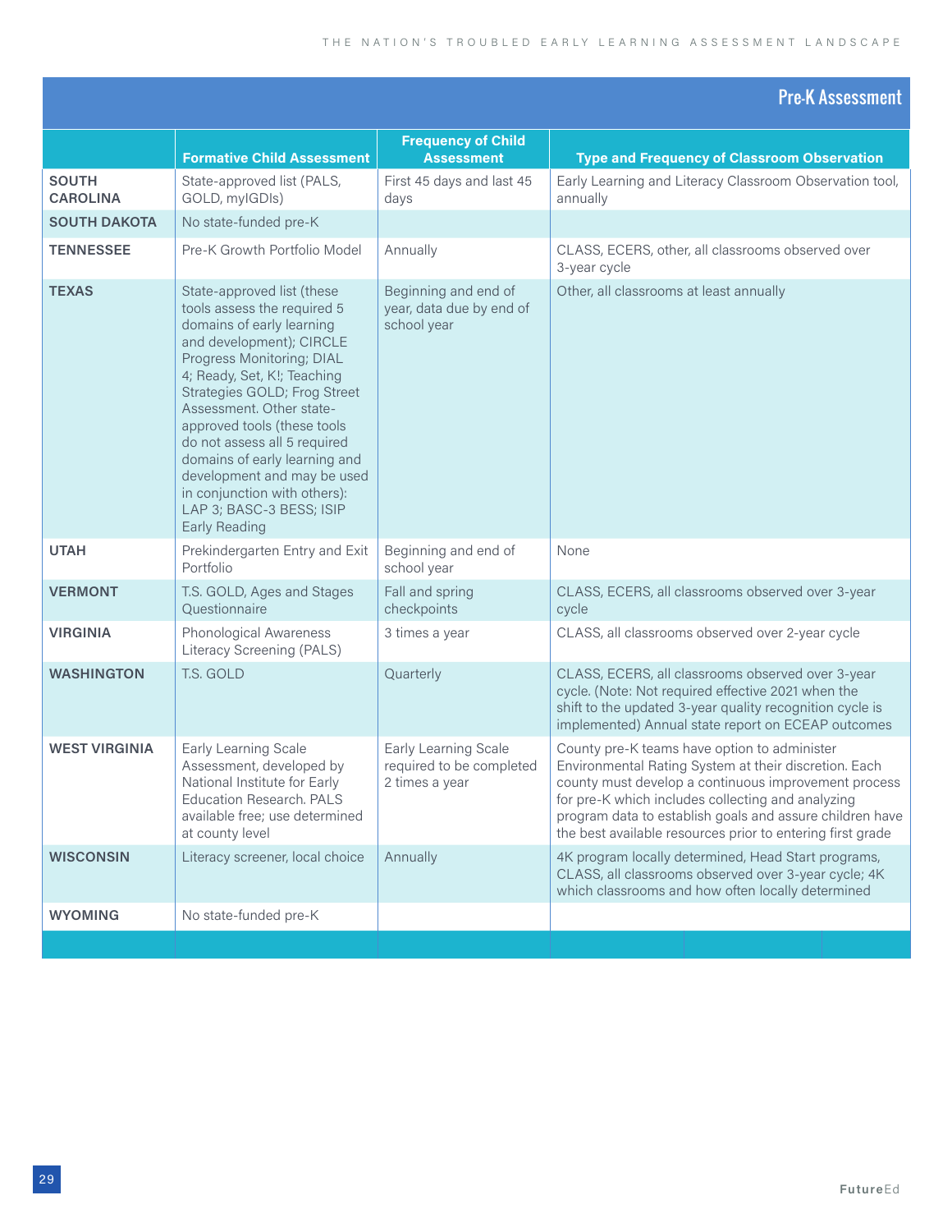## Pre-K Assessment

| | Formative Child Assessment | Frequency of Child Assessment | Type and Frequency of Classroom Observation |
|---|---|---|---|
| **SOUTH CAROLINA** | State-approved list (PALS, GOLD, myIGDIs) | First 45 days and last 45 days | Early Learning and Literacy Classroom Observation tool, annually |
| **SOUTH DAKOTA** | No state-funded pre-K | | |
| **TENNESSEE** | Pre-K Growth Portfolio Model | Annually | CLASS, ECERS, other, all classrooms observed over 3-year cycle |
| **TEXAS** | State-approved list (these tools assess the required 5 domains of early learning and development); CIRCLE Progress Monitoring; DIAL 4; Ready, Set, K!; Teaching Strategies GOLD; Frog Street Assessment. Other state-approved tools (these tools do not assess all 5 required domains of early learning and development and may be used in conjunction with others): LAP 3; BASC-3 BESS; ISIP Early Reading | Beginning and end of year, data due by end of school year | Other, all classrooms at least annually |
| **UTAH** | Prekindergarten Entry and Exit Portfolio | Beginning and end of school year | None |
| **VERMONT** | T.S. GOLD, Ages and Stages Questionnaire | Fall and spring checkpoints | CLASS, ECERS, all classrooms observed over 3-year cycle |
| **VIRGINIA** | Phonological Awareness Literacy Screening (PALS) | 3 times a year | CLASS, all classrooms observed over 2-year cycle |
| **WASHINGTON** | T.S. GOLD | Quarterly | CLASS, ECERS, all classrooms observed over 3-year cycle. (Note: Not required effective 2021 when the shift to the updated 3-year quality recognition cycle is implemented) Annual state report on ECEAP outcomes |
| **WEST VIRGINIA** | Early Learning Scale Assessment, developed by National Institute for Early Education Research. PALS available free; use determined at county level | Early Learning Scale required to be completed 2 times a year | County pre-K teams have option to administer Environmental Rating System at their discretion. Each county must develop a continuous improvement process for pre-K which includes collecting and analyzing program data to establish goals and assure children have the best available resources prior to entering first grade |
| **WISCONSIN** | Literacy screener, local choice | Annually | 4K program locally determined, Head Start programs, CLASS, all classrooms observed over 3-year cycle; 4K which classrooms and how often locally determined |
| **WYOMING** | No state-funded pre-K | | |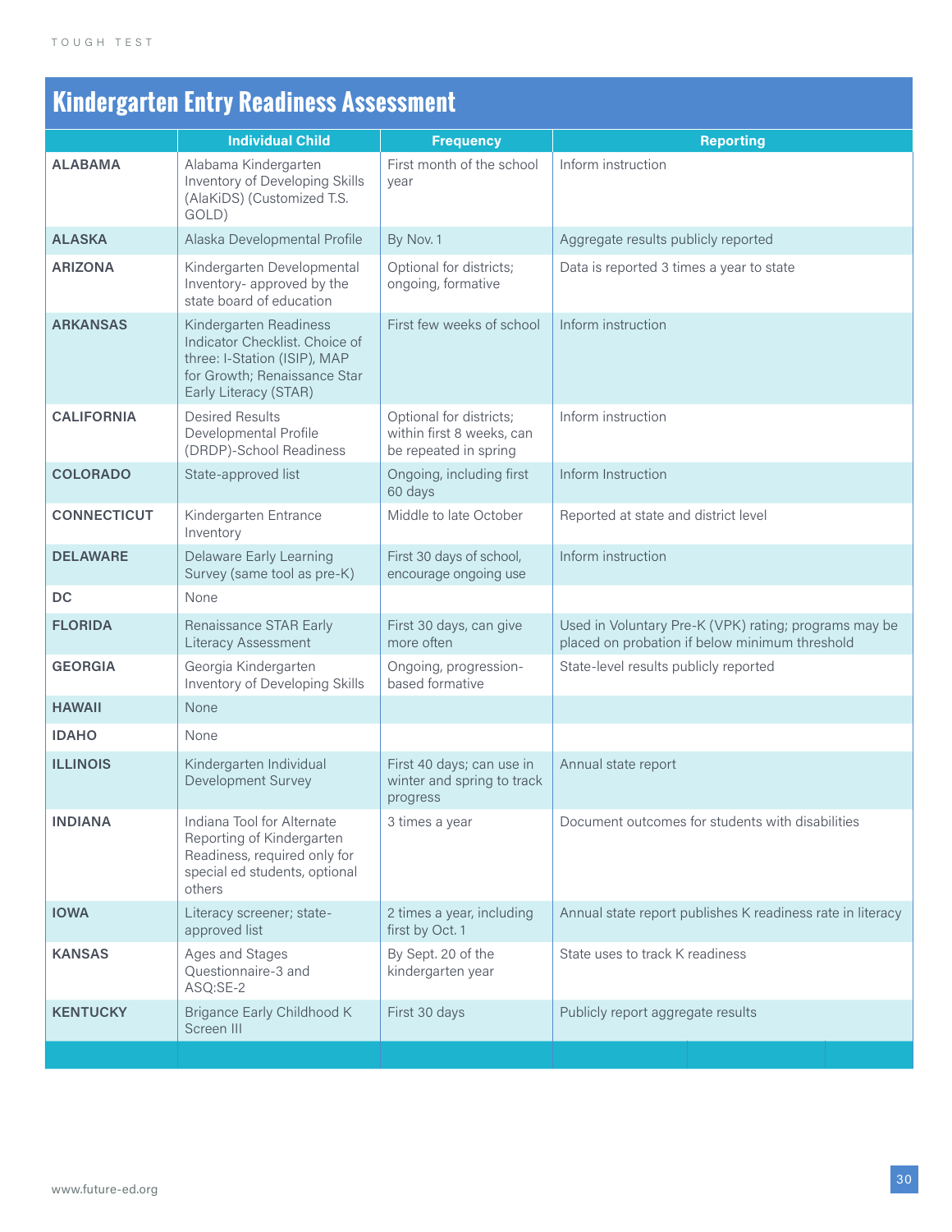## Kindergarten Entry Readiness Assessment

| | Individual Child | Frequency | Reporting |
|---|---|---|---|
| **ALABAMA** | Alabama Kindergarten Inventory of Developing Skills (AlaKiDS) (Customized T.S. GOLD) | First month of the school year | Inform instruction |
| **ALASKA** | Alaska Developmental Profile | By Nov. 1 | Aggregate results publicly reported |
| **ARIZONA** | Kindergarten Developmental Inventory- approved by the state board of education | Optional for districts; ongoing, formative | Data is reported 3 times a year to state |
| **ARKANSAS** | Kindergarten Readiness Indicator Checklist. Choice of three: I-Station (ISIP), MAP for Growth; Renaissance Star Early Literacy (STAR) | First few weeks of school | Inform instruction |
| **CALIFORNIA** | Desired Results Developmental Profile (DRDP)-School Readiness | Optional for districts; within first 8 weeks, can be repeated in spring | Inform instruction |
| **COLORADO** | State-approved list | Ongoing, including first 60 days | Inform Instruction |
| **CONNECTICUT** | Kindergarten Entrance Inventory | Middle to late October | Reported at state and district level |
| **DELAWARE** | Delaware Early Learning Survey (same tool as pre-K) | First 30 days of school, encourage ongoing use | Inform instruction |
| **DC** | None | | |
| **FLORIDA** | Renaissance STAR Early Literacy Assessment | First 30 days, can give more often | Used in Voluntary Pre-K (VPK) rating; programs may be placed on probation if below minimum threshold |
| **GEORGIA** | Georgia Kindergarten Inventory of Developing Skills | Ongoing, progression-based formative | State-level results publicly reported |
| **HAWAII** | None | | |
| **IDAHO** | None | | |
| **ILLINOIS** | Kindergarten Individual Development Survey | First 40 days; can use in winter and spring to track progress | Annual state report |
| **INDIANA** | Indiana Tool for Alternate Reporting of Kindergarten Readiness, required only for special ed students, optional others | 3 times a year | Document outcomes for students with disabilities |
| **IOWA** | Literacy screener; state-approved list | 2 times a year, including first by Oct. 1 | Annual state report publishes K readiness rate in literacy |
| **KANSAS** | Ages and Stages Questionnaire-3 and ASQ:SE-2 | By Sept. 20 of the kindergarten year | State uses to track K readiness |
| **KENTUCKY** | Brigance Early Childhood K Screen III | First 30 days | Publicly report aggregate results |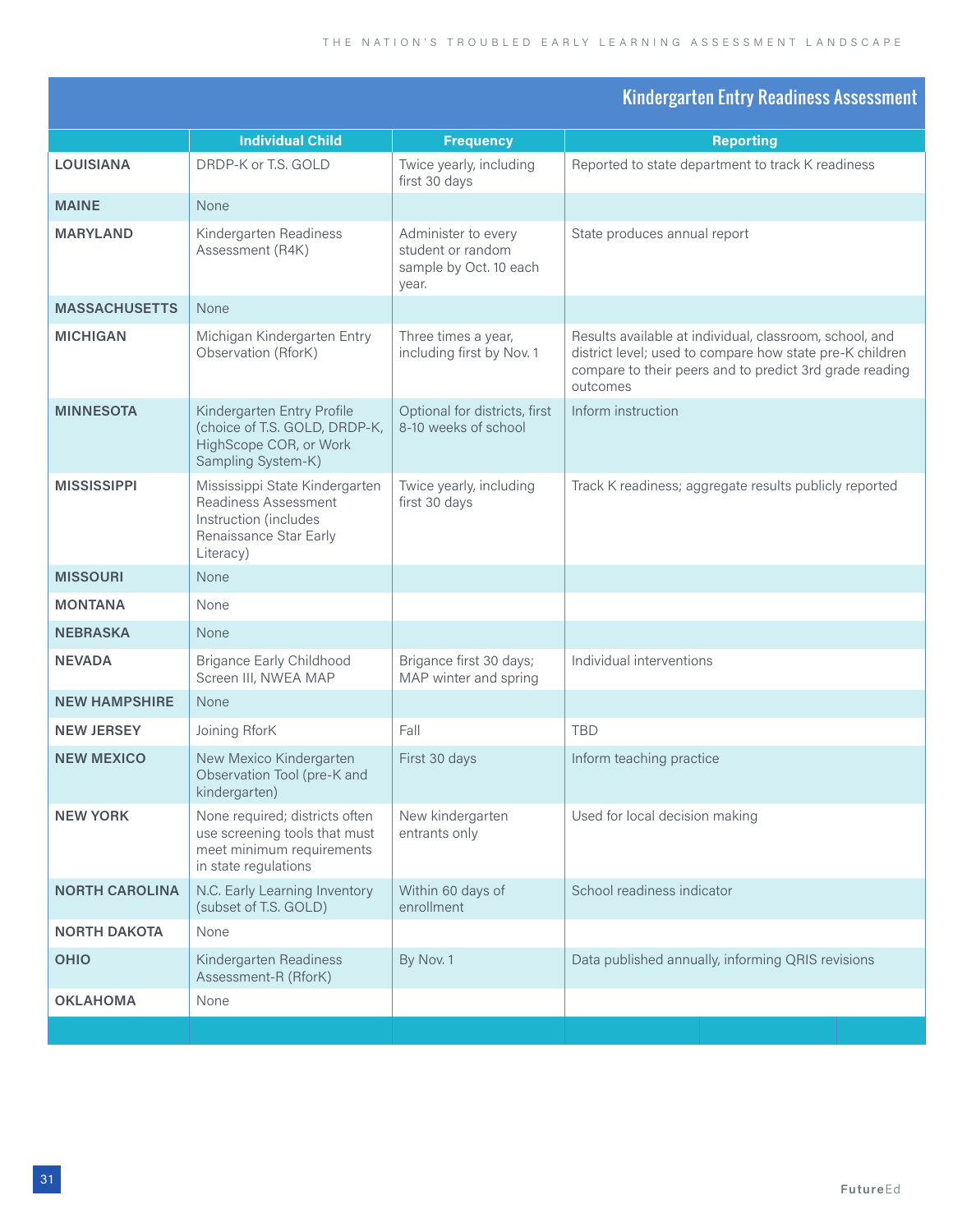## Kindergarten Entry Readiness Assessment

| | Individual Child | Frequency | Reporting |
|---|---|---|---|
| **LOUISIANA** | DRDP-K or T.S. GOLD | Twice yearly, including first 30 days | Reported to state department to track K readiness |
| **MAINE** | None | | |
| **MARYLAND** | Kindergarten Readiness Assessment (R4K) | Administer to every student or random sample by Oct. 10 each year. | State produces annual report |
| **MASSACHUSETTS** | None | | |
| **MICHIGAN** | Michigan Kindergarten Entry Observation (RforK) | Three times a year, including first by Nov. 1 | Results available at individual, classroom, school, and district level; used to compare how state pre-K children compare to their peers and to predict 3rd grade reading outcomes |
| **MINNESOTA** | Kindergarten Entry Profile (choice of T.S. GOLD, DRDP-K, HighScope COR, or Work Sampling System-K) | Optional for districts, first 8-10 weeks of school | Inform instruction |
| **MISSISSIPPI** | Mississippi State Kindergarten Readiness Assessment Instruction (includes Renaissance Star Early Literacy) | Twice yearly, including first 30 days | Track K readiness; aggregate results publicly reported |
| **MISSOURI** | None | | |
| **MONTANA** | None | | |
| **NEBRASKA** | None | | |
| **NEVADA** | Brigance Early Childhood Screen III, NWEA MAP | Brigance first 30 days; MAP winter and spring | Individual interventions |
| **NEW HAMPSHIRE** | None | | |
| **NEW JERSEY** | Joining RforK | Fall | TBD |
| **NEW MEXICO** | New Mexico Kindergarten Observation Tool (pre-K and kindergarten) | First 30 days | Inform teaching practice |
| **NEW YORK** | None required; districts often use screening tools that must meet minimum requirements in state regulations | New kindergarten entrants only | Used for local decision making |
| **NORTH CAROLINA** | N.C. Early Learning Inventory (subset of T.S. GOLD) | Within 60 days of enrollment | School readiness indicator |
| **NORTH DAKOTA** | None | | |
| **OHIO** | Kindergarten Readiness Assessment-R (RforK) | By Nov. 1 | Data published annually, informing QRIS revisions |
| **OKLAHOMA** | None | | |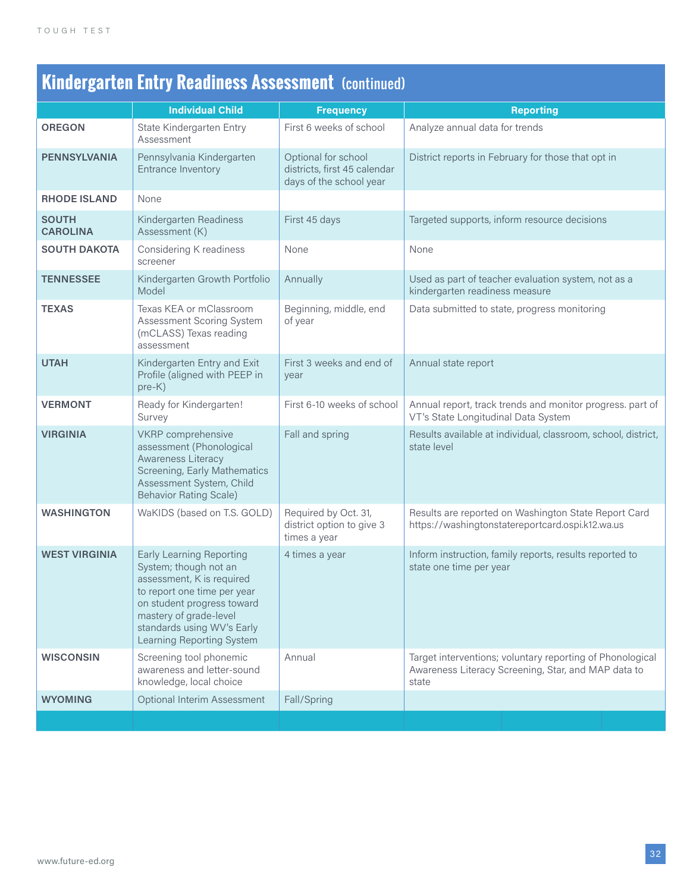## Kindergarten Entry Readiness Assessment (continued)

| | Individual Child | Frequency | Reporting |
|---|---|---|---|
| **OREGON** | State Kindergarten Entry Assessment | First 6 weeks of school | Analyze annual data for trends |
| **PENNSYLVANIA** | Pennsylvania Kindergarten Entrance Inventory | Optional for school districts, first 45 calendar days of the school year | District reports in February for those that opt in |
| **RHODE ISLAND** | None | | |
| **SOUTH CAROLINA** | Kindergarten Readiness Assessment (K) | First 45 days | Targeted supports, inform resource decisions |
| **SOUTH DAKOTA** | Considering K readiness screener | None | None |
| **TENNESSEE** | Kindergarten Growth Portfolio Model | Annually | Used as part of teacher evaluation system, not as a kindergarten readiness measure |
| **TEXAS** | Texas KEA or mClassroom Assessment Scoring System (mCLASS) Texas reading assessment | Beginning, middle, end of year | Data submitted to state, progress monitoring |
| **UTAH** | Kindergarten Entry and Exit Profile (aligned with PEEP in pre-K) | First 3 weeks and end of year | Annual state report |
| **VERMONT** | Ready for Kindergarten! Survey | First 6-10 weeks of school | Annual report, track trends and monitor progress. part of VT's State Longitudinal Data System |
| **VIRGINIA** | VKRP comprehensive assessment (Phonological Awareness Literacy Screening, Early Mathematics Assessment System, Child Behavior Rating Scale) | Fall and spring | Results available at individual, classroom, school, district, state level |
| **WASHINGTON** | WaKIDS (based on T.S. GOLD) | Required by Oct. 31, district option to give 3 times a year | Results are reported on Washington State Report Card https://washingtonstatereportcard.ospi.k12.wa.us |
| **WEST VIRGINIA** | Early Learning Reporting System; though not an assessment, K is required to report one time per year on student progress toward mastery of grade-level standards using WV's Early Learning Reporting System | 4 times a year | Inform instruction, family reports, results reported to state one time per year |
| **WISCONSIN** | Screening tool phonemic awareness and letter-sound knowledge, local choice | Annual | Target interventions; voluntary reporting of Phonological Awareness Literacy Screening, Star, and MAP data to state |
| **WYOMING** | Optional Interim Assessment | Fall/Spring | |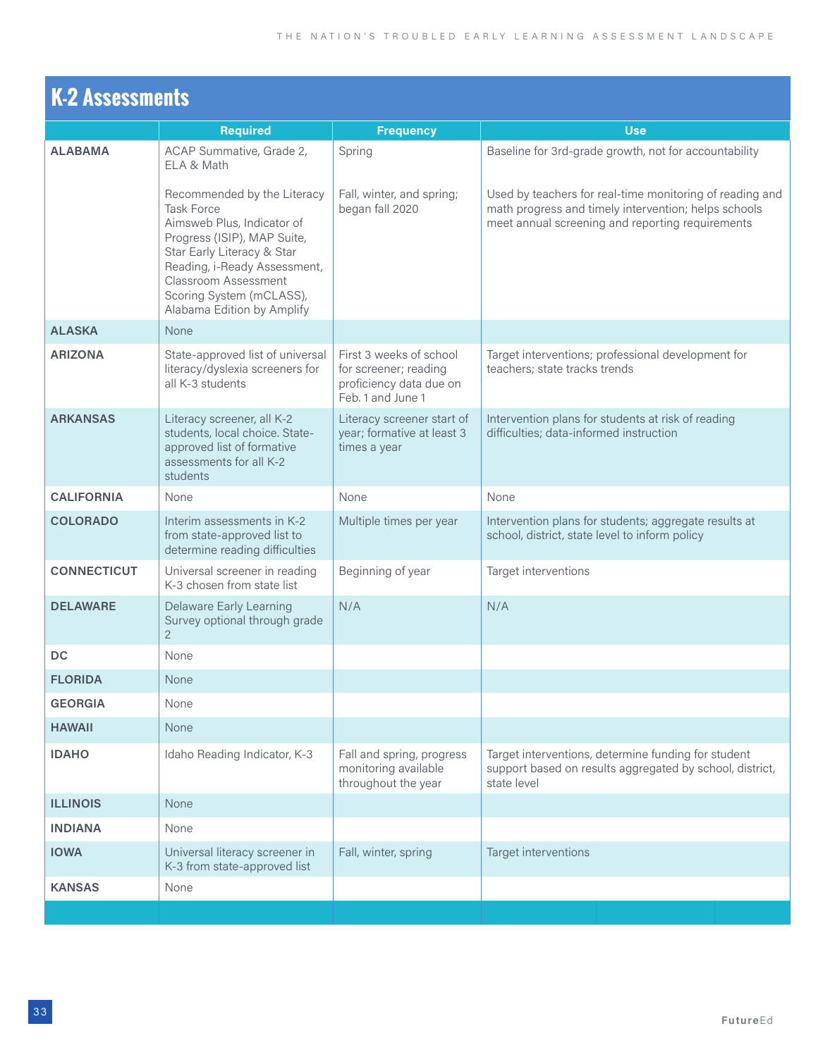## K-2 Assessments

| | Required | Frequency | Use |
|---|---|---|---|
| **ALABAMA** | ACAP Summative, Grade 2, ELA & Math | Spring | Baseline for 3rd-grade growth, not for accountability |
| | Recommended by the Literacy Task Force Aimsweb Plus, Indicator of Progress (ISIP), MAP Suite, Star Early Literacy & Star Reading, i-Ready Assessment, Classroom Assessment Scoring System (mCLASS), Alabama Edition by Amplify | Fall, winter, and spring; began fall 2020 | Used by teachers for real-time monitoring of reading and math progress and timely intervention; helps schools meet annual screening and reporting requirements |
| **ALASKA** | None | | |
| **ARIZONA** | State-approved list of universal literacy/dyslexia screeners for all K-3 students | First 3 weeks of school for screener; reading proficiency data due on Feb. 1 and June 1 | Target interventions; professional development for teachers; state tracks trends |
| **ARKANSAS** | Literacy screener, all K-2 students, local choice. State-approved list of formative assessments for all K-2 students | Literacy screener start of year; formative at least 3 times a year | Intervention plans for students at risk of reading difficulties; data-informed instruction |
| **CALIFORNIA** | None | None | None |
| **COLORADO** | Interim assessments in K-2 from state-approved list to determine reading difficulties | Multiple times per year | Intervention plans for students; aggregate results at school, district, state level to inform policy |
| **CONNECTICUT** | Universal screener in reading K-3 chosen from state list | Beginning of year | Target interventions |
| **DELAWARE** | Delaware Early Learning Survey optional through grade 2 | N/A | N/A |
| **DC** | None | | |
| **FLORIDA** | None | | |
| **GEORGIA** | None | | |
| **HAWAII** | None | | |
| **IDAHO** | Idaho Reading Indicator, K-3 | Fall and spring, progress monitoring available throughout the year | Target interventions, determine funding for student support based on results aggregated by school, district, state level |
| **ILLINOIS** | None | | |
| **INDIANA** | None | | |
| **IOWA** | Universal literacy screener in K-3 from state-approved list | Fall, winter, spring | Target interventions |
| **KANSAS** | None | | |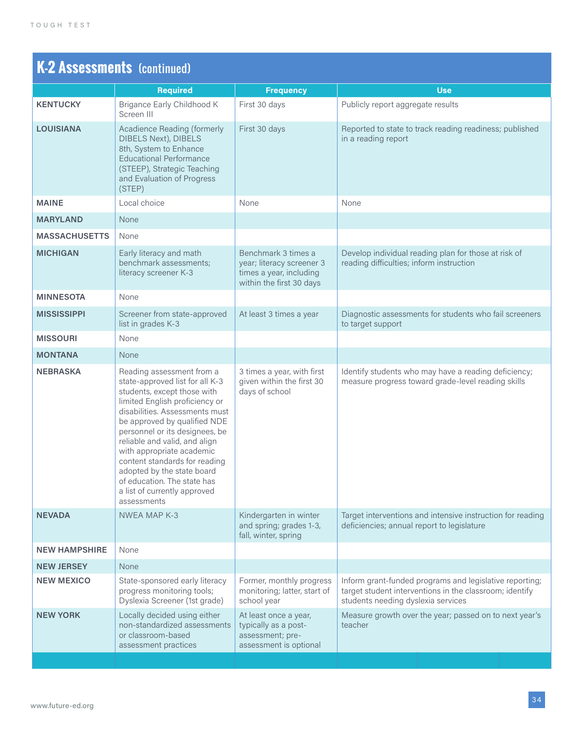## K-2 Assessments (continued)

| | Required | Frequency | Use |
|---|---|---|---|
| **KENTUCKY** | Brigance Early Childhood K Screen III | First 30 days | Publicly report aggregate results |
| **LOUISIANA** | Acadience Reading (formerly DIBELS Next), DIBELS 8th, System to Enhance Educational Performance (STEEP), Strategic Teaching and Evaluation of Progress (STEP) | First 30 days | Reported to state to track reading readiness; published in a reading report |
| **MAINE** | Local choice | None | None |
| **MARYLAND** | None | | |
| **MASSACHUSETTS** | None | | |
| **MICHIGAN** | Early literacy and math benchmark assessments; literacy screener K-3 | Benchmark 3 times a year; literacy screener 3 times a year, including within the first 30 days | Develop individual reading plan for those at risk of reading difficulties; inform instruction |
| **MINNESOTA** | None | | |
| **MISSISSIPPI** | Screener from state-approved list in grades K-3 | At least 3 times a year | Diagnostic assessments for students who fail screeners to target support |
| **MISSOURI** | None | | |
| **MONTANA** | None | | |
| **NEBRASKA** | Reading assessment from a state-approved list for all K-3 students, except those with limited English proficiency or disabilities. Assessments must be approved by qualified NDE personnel or its designees, be reliable and valid, and align with appropriate academic content standards for reading adopted by the state board of education. The state has a list of currently approved assessments | 3 times a year, with first given within the first 30 days of school | Identify students who may have a reading deficiency; measure progress toward grade-level reading skills |
| **NEVADA** | NWEA MAP K-3 | Kindergarten in winter and spring; grades 1-3, fall, winter, spring | Target interventions and intensive instruction for reading deficiencies; annual report to legislature |
| **NEW HAMPSHIRE** | None | | |
| **NEW JERSEY** | None | | |
| **NEW MEXICO** | State-sponsored early literacy progress monitoring tools; Dyslexia Screener (1st grade) | Former, monthly progress monitoring; latter, start of school year | Inform grant-funded programs and legislative reporting; target student interventions in the classroom; identify students needing dyslexia services |
| **NEW YORK** | Locally decided using either non-standardized assessments or classroom-based assessment practices | At least once a year, typically as a post-assessment; pre-assessment is optional | Measure growth over the year; passed on to next year's teacher |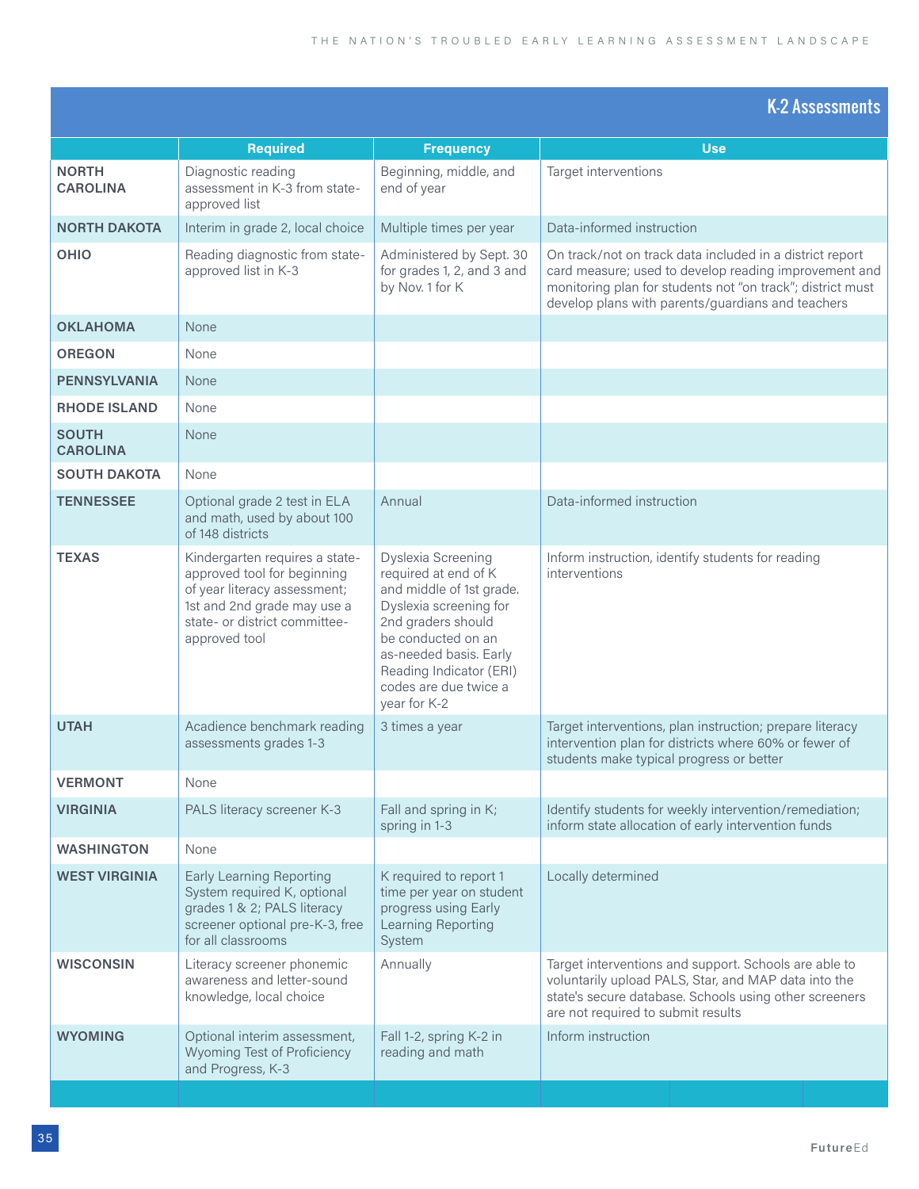## K-2 Assessments

| | Required | Frequency | Use |
|---|---|---|---|
| **NORTH CAROLINA** | Diagnostic reading assessment in K-3 from state-approved list | Beginning, middle, and end of year | Target interventions |
| **NORTH DAKOTA** | Interim in grade 2, local choice | Multiple times per year | Data-informed instruction |
| **OHIO** | Reading diagnostic from state-approved list in K-3 | Administered by Sept. 30 for grades 1, 2, and 3 and by Nov. 1 for K | On track/not on track data included in a district report card measure; used to develop reading improvement and monitoring plan for students not "on track"; district must develop plans with parents/guardians and teachers |
| **OKLAHOMA** | None | | |
| **OREGON** | None | | |
| **PENNSYLVANIA** | None | | |
| **RHODE ISLAND** | None | | |
| **SOUTH CAROLINA** | None | | |
| **SOUTH DAKOTA** | None | | |
| **TENNESSEE** | Optional grade 2 test in ELA and math, used by about 100 of 148 districts | Annual | Data-informed instruction |
| **TEXAS** | Kindergarten requires a state-approved tool for beginning of year literacy assessment; 1st and 2nd grade may use a state- or district committee-approved tool | Dyslexia Screening required at end of K and middle of 1st grade. Dyslexia screening for 2nd graders should be conducted on an as-needed basis. Early Reading Indicator (ERI) codes are due twice a year for K-2 | Inform instruction, identify students for reading interventions |
| **UTAH** | Acadience benchmark reading assessments grades 1-3 | 3 times a year | Target interventions, plan instruction; prepare literacy intervention plan for districts where 60% or fewer of students make typical progress or better |
| **VERMONT** | None | | |
| **VIRGINIA** | PALS literacy screener K-3 | Fall and spring in K; spring in 1-3 | Identify students for weekly intervention/remediation; inform state allocation of early intervention funds |
| **WASHINGTON** | None | | |
| **WEST VIRGINIA** | Early Learning Reporting System required K, optional grades 1 & 2; PALS literacy screener optional pre-K-3, free for all classrooms | K required to report 1 time per year on student progress using Early Learning Reporting System | Locally determined |
| **WISCONSIN** | Literacy screener phonemic awareness and letter-sound knowledge, local choice | Annually | Target interventions and support. Schools are able to voluntarily upload PALS, Star, and MAP data into the state's secure database. Schools using other screeners are not required to submit results |
| **WYOMING** | Optional interim assessment, Wyoming Test of Proficiency and Progress, K-3 | Fall 1-2, spring K-2 in reading and math | Inform instruction |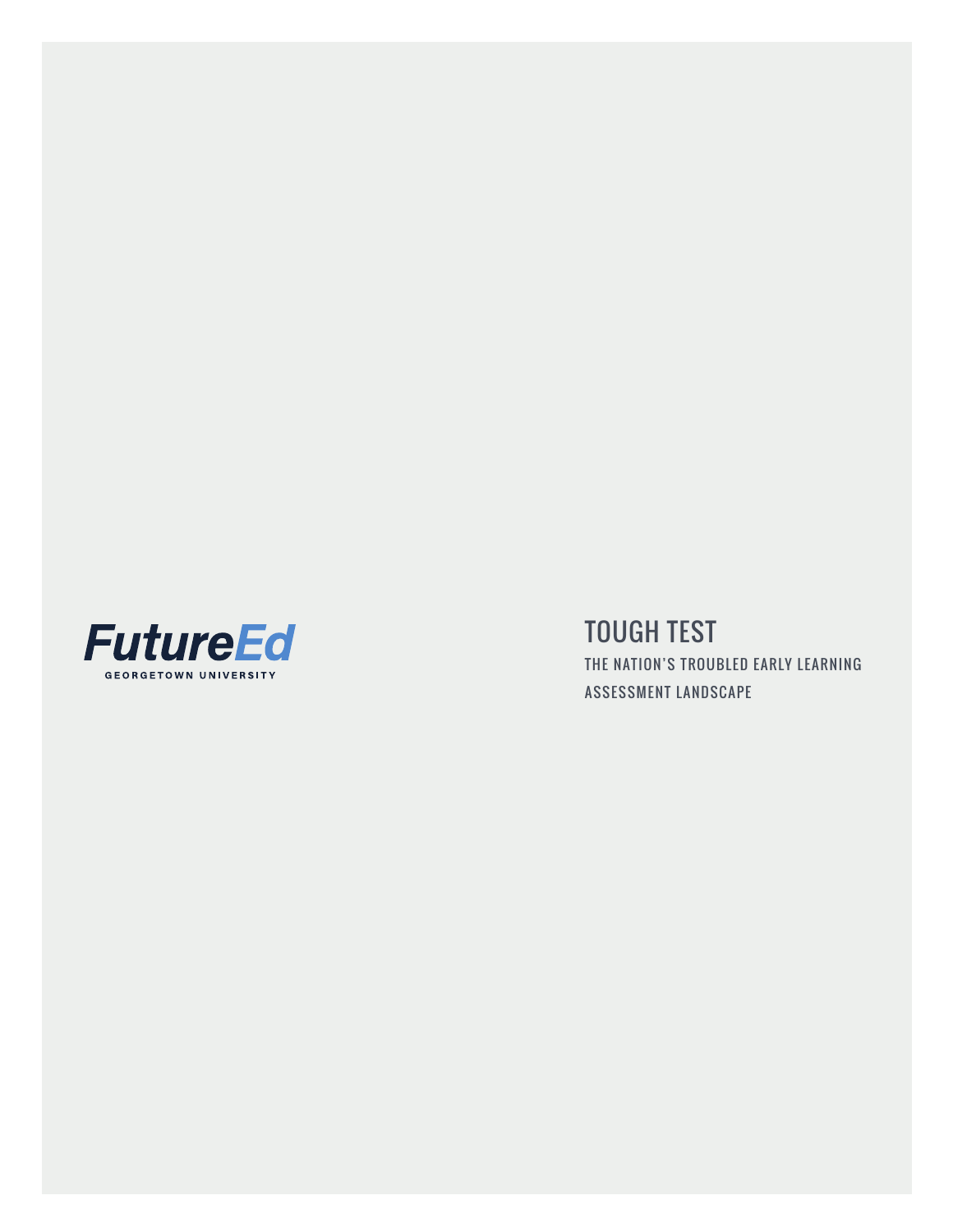FutureEd

GEORGETOWN UNIVERSITY

# TOUGH TEST

THE NATION'S TROUBLED EARLY LEARNING ASSESSMENT LANDSCAPE